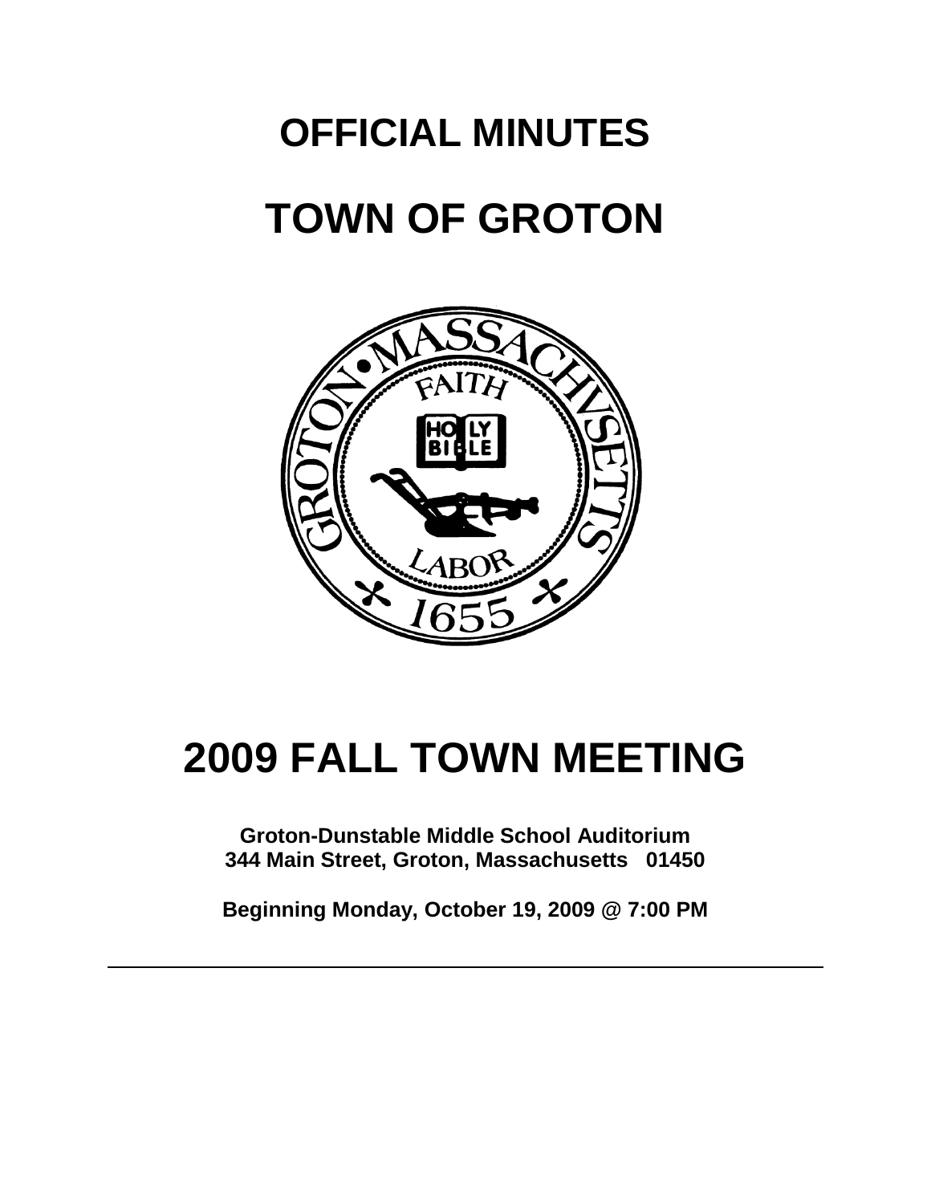# OFFICIAL MINUTES

# TOWN OF GROTON

# 2009 FALL TOWN MEETING

**Groton-Dunstable Middle School Auditorium**
**344 Main Street, Groton, Massachusetts 01450**

**Beginning Monday, October 19, 2009 @ 7:00 PM**

---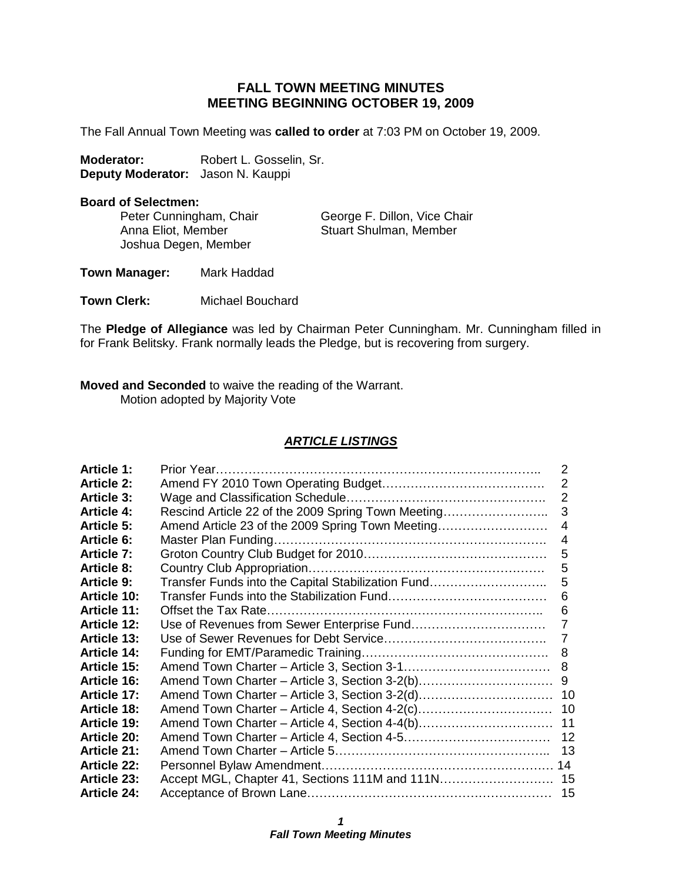# FALL TOWN MEETING MINUTES
# MEETING BEGINNING OCTOBER 19, 2009

The Fall Annual Town Meeting was **called to order** at 7:03 PM on October 19, 2009.

**Moderator:** Robert L. Gosselin, Sr.
**Deputy Moderator:** Jason N. Kauppi

**Board of Selectmen:**

Peter Cunningham, Chair
George F. Dillon, Vice Chair
Anna Eliot, Member
Stuart Shulman, Member
Joshua Degen, Member

**Town Manager:** Mark Haddad

**Town Clerk:** Michael Bouchard

The **Pledge of Allegiance** was led by Chairman Peter Cunningham. Mr. Cunningham filled in for Frank Belitsky. Frank normally leads the Pledge, but is recovering from surgery.

**Moved and Seconded** to waive the reading of the Warrant.
Motion adopted by Majority Vote

## ***ARTICLE LISTINGS***

| | | |
|---|---|---|
| **Article 1:** | Prior Year | 2 |
| **Article 2:** | Amend FY 2010 Town Operating Budget | 2 |
| **Article 3:** | Wage and Classification Schedule | 2 |
| **Article 4:** | Rescind Article 22 of the 2009 Spring Town Meeting | 3 |
| **Article 5:** | Amend Article 23 of the 2009 Spring Town Meeting | 4 |
| **Article 6:** | Master Plan Funding | 4 |
| **Article 7:** | Groton Country Club Budget for 2010 | 5 |
| **Article 8:** | Country Club Appropriation | 5 |
| **Article 9:** | Transfer Funds into the Capital Stabilization Fund | 5 |
| **Article 10:** | Transfer Funds into the Stabilization Fund | 6 |
| **Article 11:** | Offset the Tax Rate | 6 |
| **Article 12:** | Use of Revenues from Sewer Enterprise Fund | 7 |
| **Article 13:** | Use of Sewer Revenues for Debt Service | 7 |
| **Article 14:** | Funding for EMT/Paramedic Training | 8 |
| **Article 15:** | Amend Town Charter – Article 3, Section 3-1 | 8 |
| **Article 16:** | Amend Town Charter – Article 3, Section 3-2(b) | 9 |
| **Article 17:** | Amend Town Charter – Article 3, Section 3-2(d) | 10 |
| **Article 18:** | Amend Town Charter – Article 4, Section 4-2(c) | 10 |
| **Article 19:** | Amend Town Charter – Article 4, Section 4-4(b) | 11 |
| **Article 20:** | Amend Town Charter – Article 4, Section 4-5 | 12 |
| **Article 21:** | Amend Town Charter – Article 5 | 13 |
| **Article 22:** | Personnel Bylaw Amendment | 14 |
| **Article 23:** | Accept MGL, Chapter 41, Sections 111M and 111N | 15 |
| **Article 24:** | Acceptance of Brown Lane | 15 |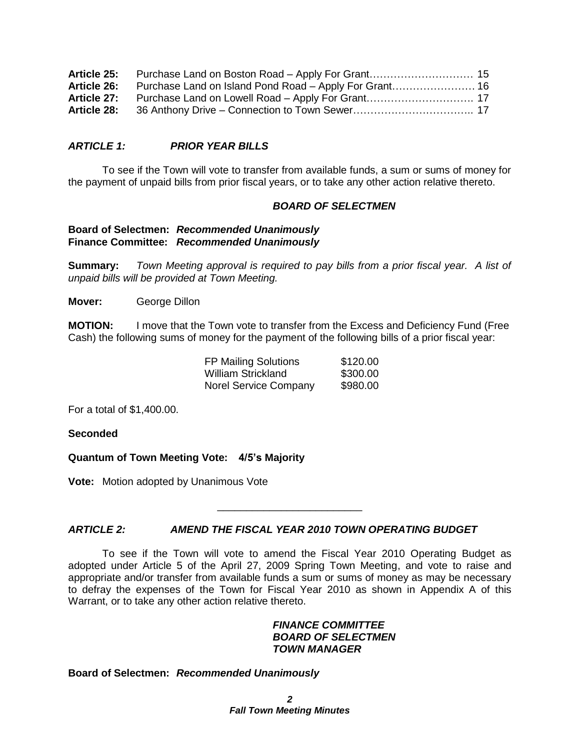| | | |
|---|---|---|
| **Article 25:** | Purchase Land on Boston Road – Apply For Grant………………………… | 15 |
| **Article 26:** | Purchase Land on Island Pond Road – Apply For Grant…………………… | 16 |
| **Article 27:** | Purchase Land on Lowell Road – Apply For Grant…………………………. | 17 |
| **Article 28:** | 36 Anthony Drive – Connection to Town Sewer…………………………….. | 17 |

### *ARTICLE 1: PRIOR YEAR BILLS*

To see if the Town will vote to transfer from available funds, a sum or sums of money for the payment of unpaid bills from prior fiscal years, or to take any other action relative thereto.

***BOARD OF SELECTMEN***

**Board of Selectmen:** ***Recommended Unanimously***
**Finance Committee:** ***Recommended Unanimously***

**Summary:** *Town Meeting approval is required to pay bills from a prior fiscal year. A list of unpaid bills will be provided at Town Meeting.*

**Mover:** George Dillon

**MOTION:** I move that the Town vote to transfer from the Excess and Deficiency Fund (Free Cash) the following sums of money for the payment of the following bills of a prior fiscal year:

| | |
|---|---|
| FP Mailing Solutions | \$120.00 |
| William Strickland | \$300.00 |
| Norel Service Company | \$980.00 |

For a total of \$1,400.00.

**Seconded**

**Quantum of Town Meeting Vote: 4/5's Majority**

**Vote:** Motion adopted by Unanimous Vote

---

### *ARTICLE 2: AMEND THE FISCAL YEAR 2010 TOWN OPERATING BUDGET*

To see if the Town will vote to amend the Fiscal Year 2010 Operating Budget as adopted under Article 5 of the April 27, 2009 Spring Town Meeting, and vote to raise and appropriate and/or transfer from available funds a sum or sums of money as may be necessary to defray the expenses of the Town for Fiscal Year 2010 as shown in Appendix A of this Warrant, or to take any other action relative thereto.

***FINANCE COMMITTEE***
***BOARD OF SELECTMEN***
***TOWN MANAGER***

**Board of Selectmen:** ***Recommended Unanimously***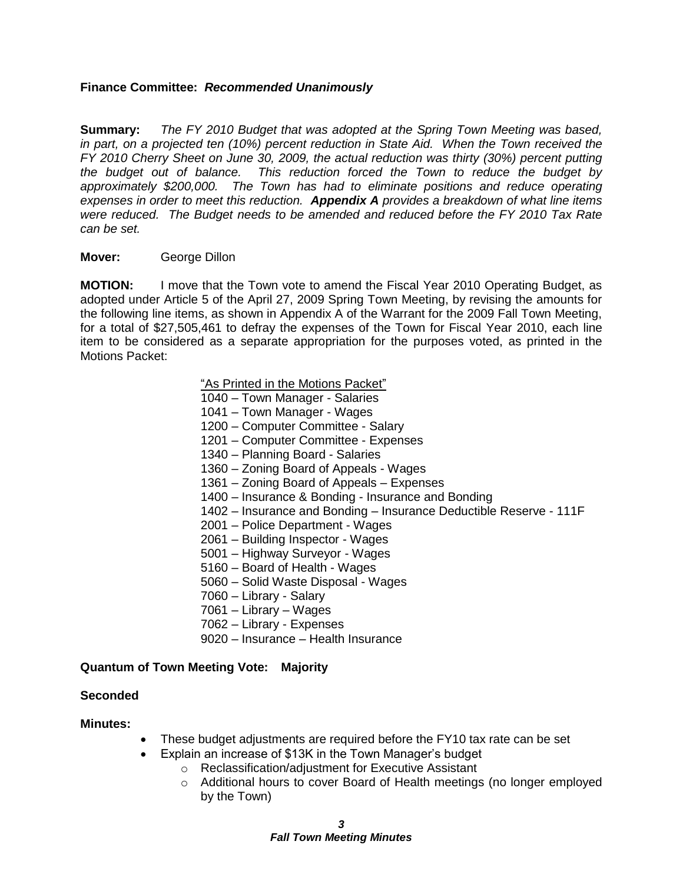**Finance Committee:** ***Recommended Unanimously***

**Summary:** *The FY 2010 Budget that was adopted at the Spring Town Meeting was based, in part, on a projected ten (10%) percent reduction in State Aid. When the Town received the FY 2010 Cherry Sheet on June 30, 2009, the actual reduction was thirty (30%) percent putting the budget out of balance. This reduction forced the Town to reduce the budget by approximately $200,000. The Town has had to eliminate positions and reduce operating expenses in order to meet this reduction.* ***Appendix A*** *provides a breakdown of what line items were reduced. The Budget needs to be amended and reduced before the FY 2010 Tax Rate can be set.*

**Mover:** George Dillon

**MOTION:** I move that the Town vote to amend the Fiscal Year 2010 Operating Budget, as adopted under Article 5 of the April 27, 2009 Spring Town Meeting, by revising the amounts for the following line items, as shown in Appendix A of the Warrant for the 2009 Fall Town Meeting, for a total of $27,505,461 to defray the expenses of the Town for Fiscal Year 2010, each line item to be considered as a separate appropriation for the purposes voted, as printed in the Motions Packet:

<u>"As Printed in the Motions Packet"</u>
1040 – Town Manager - Salaries
1041 – Town Manager - Wages
1200 – Computer Committee - Salary
1201 – Computer Committee - Expenses
1340 – Planning Board - Salaries
1360 – Zoning Board of Appeals - Wages
1361 – Zoning Board of Appeals – Expenses
1400 – Insurance & Bonding - Insurance and Bonding
1402 – Insurance and Bonding – Insurance Deductible Reserve - 111F
2001 – Police Department - Wages
2061 – Building Inspector - Wages
5001 – Highway Surveyor - Wages
5160 – Board of Health - Wages
5060 – Solid Waste Disposal - Wages
7060 – Library - Salary
7061 – Library – Wages
7062 – Library - Expenses
9020 – Insurance – Health Insurance

**Quantum of Town Meeting Vote: Majority**

**Seconded**

**Minutes:**

- These budget adjustments are required before the FY10 tax rate can be set
- Explain an increase of $13K in the Town Manager's budget
  - Reclassification/adjustment for Executive Assistant
  - Additional hours to cover Board of Health meetings (no longer employed by the Town)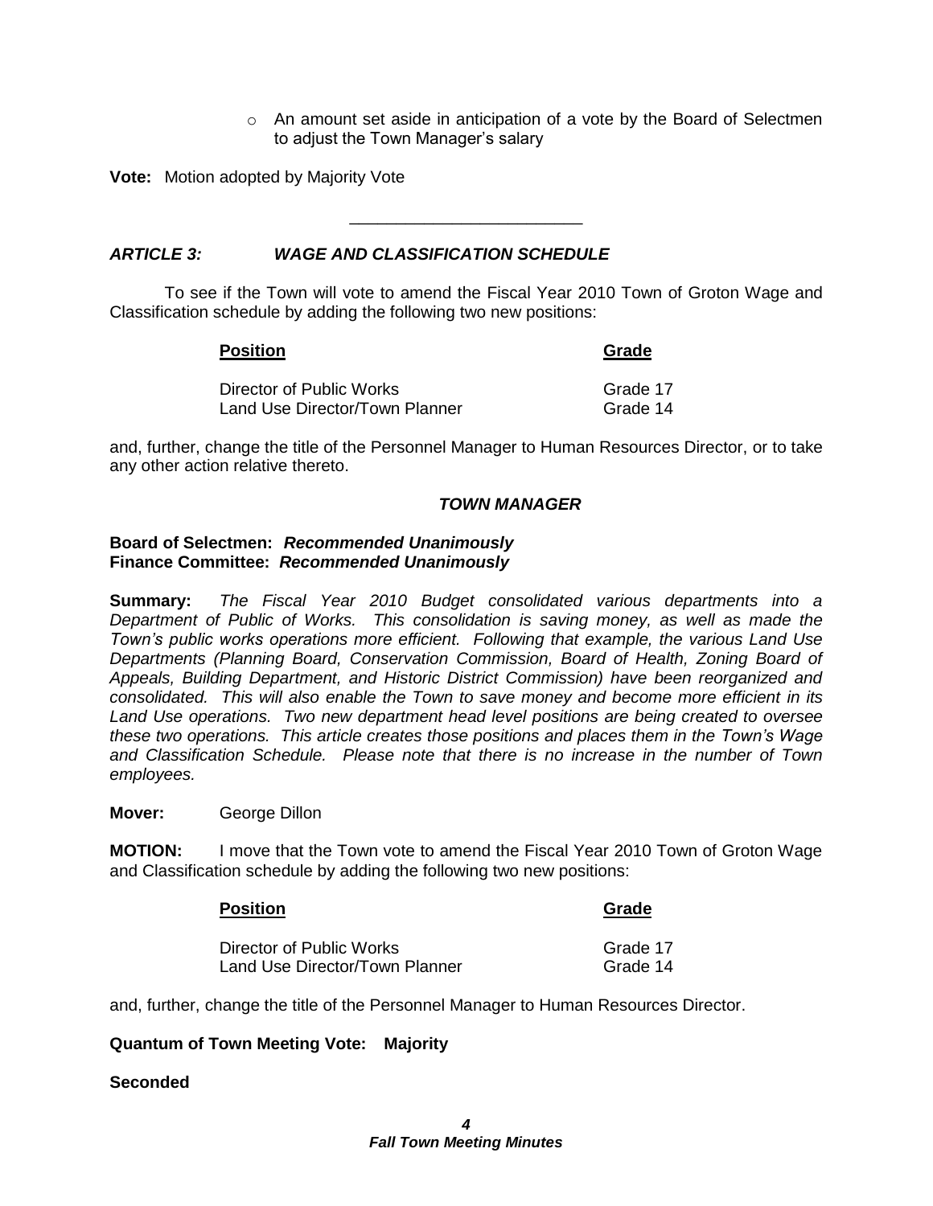- An amount set aside in anticipation of a vote by the Board of Selectmen to adjust the Town Manager's salary

**Vote:** Motion adopted by Majority Vote

---

### *ARTICLE 3: WAGE AND CLASSIFICATION SCHEDULE*

To see if the Town will vote to amend the Fiscal Year 2010 Town of Groton Wage and Classification schedule by adding the following two new positions:

| **Position** | **Grade** |
|---|---|
| Director of Public Works | Grade 17 |
| Land Use Director/Town Planner | Grade 14 |

and, further, change the title of the Personnel Manager to Human Resources Director, or to take any other action relative thereto.

***TOWN MANAGER***

**Board of Selectmen:** ***Recommended Unanimously***
**Finance Committee:** ***Recommended Unanimously***

**Summary:** *The Fiscal Year 2010 Budget consolidated various departments into a Department of Public of Works. This consolidation is saving money, as well as made the Town's public works operations more efficient. Following that example, the various Land Use Departments (Planning Board, Conservation Commission, Board of Health, Zoning Board of Appeals, Building Department, and Historic District Commission) have been reorganized and consolidated. This will also enable the Town to save money and become more efficient in its Land Use operations. Two new department head level positions are being created to oversee these two operations. This article creates those positions and places them in the Town's Wage and Classification Schedule. Please note that there is no increase in the number of Town employees.*

**Mover:** George Dillon

**MOTION:** I move that the Town vote to amend the Fiscal Year 2010 Town of Groton Wage and Classification schedule by adding the following two new positions:

| **Position** | **Grade** |
|---|---|
| Director of Public Works | Grade 17 |
| Land Use Director/Town Planner | Grade 14 |

and, further, change the title of the Personnel Manager to Human Resources Director.

**Quantum of Town Meeting Vote: Majority**

**Seconded**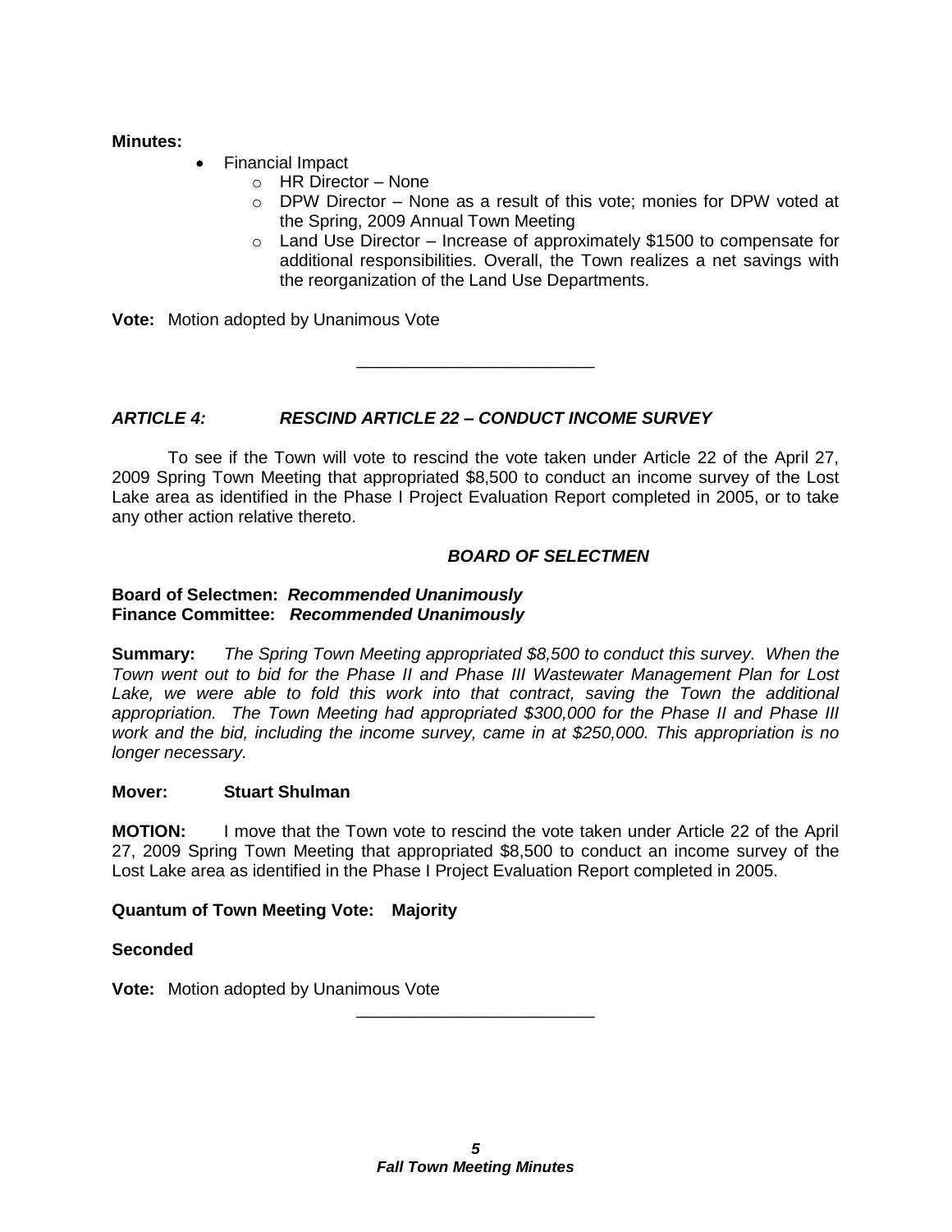**Minutes:**

- Financial Impact
  - HR Director – None
  - DPW Director – None as a result of this vote; monies for DPW voted at the Spring, 2009 Annual Town Meeting
  - Land Use Director – Increase of approximately $1500 to compensate for additional responsibilities. Overall, the Town realizes a net savings with the reorganization of the Land Use Departments.

**Vote:** Motion adopted by Unanimous Vote

---

### *ARTICLE 4: RESCIND ARTICLE 22 – CONDUCT INCOME SURVEY*

To see if the Town will vote to rescind the vote taken under Article 22 of the April 27, 2009 Spring Town Meeting that appropriated $8,500 to conduct an income survey of the Lost Lake area as identified in the Phase I Project Evaluation Report completed in 2005, or to take any other action relative thereto.

***BOARD OF SELECTMEN***

**Board of Selectmen:** ***Recommended Unanimously***
**Finance Committee:** ***Recommended Unanimously***

**Summary:** *The Spring Town Meeting appropriated $8,500 to conduct this survey. When the Town went out to bid for the Phase II and Phase III Wastewater Management Plan for Lost Lake, we were able to fold this work into that contract, saving the Town the additional appropriation. The Town Meeting had appropriated $300,000 for the Phase II and Phase III work and the bid, including the income survey, came in at $250,000. This appropriation is no longer necessary.*

**Mover: Stuart Shulman**

**MOTION:** I move that the Town vote to rescind the vote taken under Article 22 of the April 27, 2009 Spring Town Meeting that appropriated $8,500 to conduct an income survey of the Lost Lake area as identified in the Phase I Project Evaluation Report completed in 2005.

**Quantum of Town Meeting Vote: Majority**

**Seconded**

**Vote:** Motion adopted by Unanimous Vote

---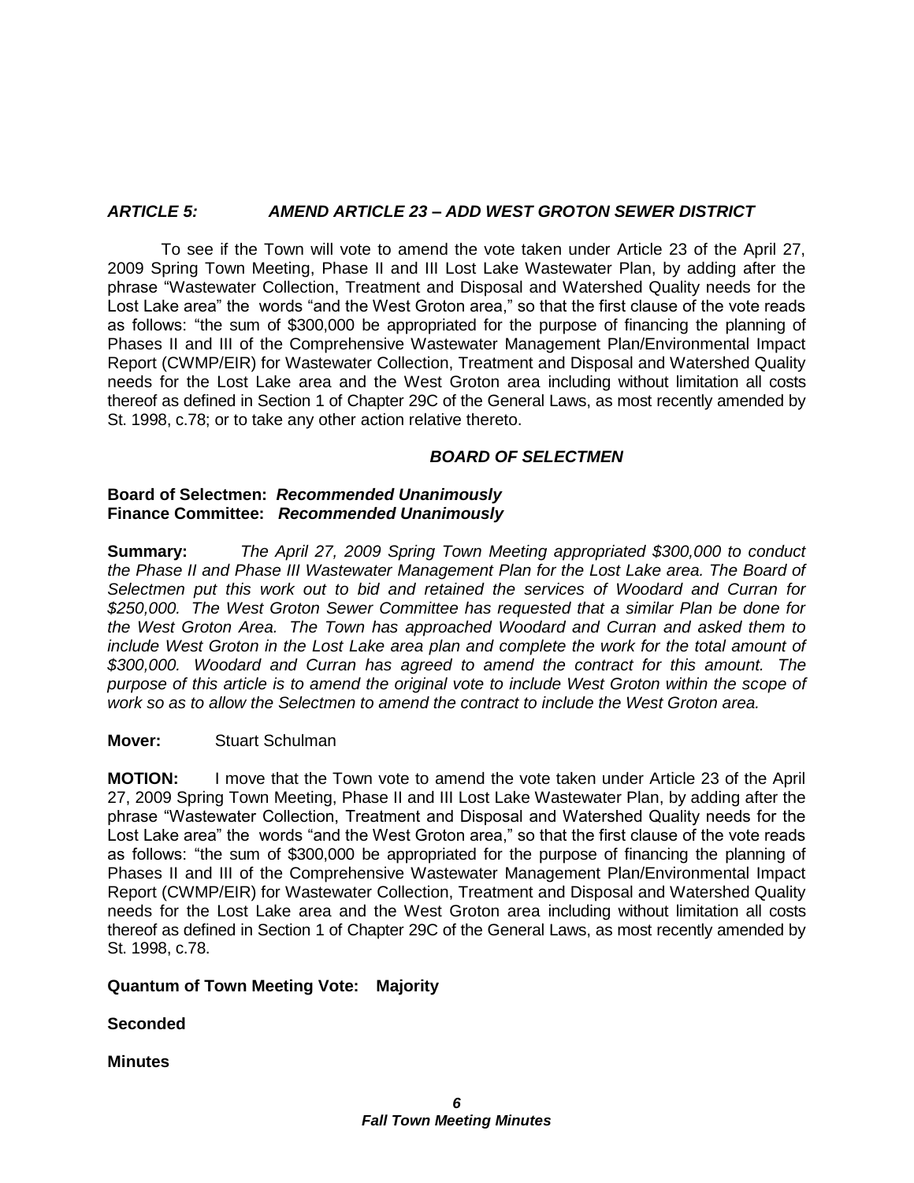### *ARTICLE 5: AMEND ARTICLE 23 – ADD WEST GROTON SEWER DISTRICT*

To see if the Town will vote to amend the vote taken under Article 23 of the April 27, 2009 Spring Town Meeting, Phase II and III Lost Lake Wastewater Plan, by adding after the phrase "Wastewater Collection, Treatment and Disposal and Watershed Quality needs for the Lost Lake area" the words "and the West Groton area," so that the first clause of the vote reads as follows: "the sum of $300,000 be appropriated for the purpose of financing the planning of Phases II and III of the Comprehensive Wastewater Management Plan/Environmental Impact Report (CWMP/EIR) for Wastewater Collection, Treatment and Disposal and Watershed Quality needs for the Lost Lake area and the West Groton area including without limitation all costs thereof as defined in Section 1 of Chapter 29C of the General Laws, as most recently amended by St. 1998, c.78; or to take any other action relative thereto.

***BOARD OF SELECTMEN***

**Board of Selectmen:** ***Recommended Unanimously***
**Finance Committee:** ***Recommended Unanimously***

**Summary:** *The April 27, 2009 Spring Town Meeting appropriated $300,000 to conduct the Phase II and Phase III Wastewater Management Plan for the Lost Lake area. The Board of Selectmen put this work out to bid and retained the services of Woodard and Curran for $250,000. The West Groton Sewer Committee has requested that a similar Plan be done for the West Groton Area. The Town has approached Woodard and Curran and asked them to include West Groton in the Lost Lake area plan and complete the work for the total amount of $300,000. Woodard and Curran has agreed to amend the contract for this amount. The purpose of this article is to amend the original vote to include West Groton within the scope of work so as to allow the Selectmen to amend the contract to include the West Groton area.*

**Mover:** Stuart Schulman

**MOTION:** I move that the Town vote to amend the vote taken under Article 23 of the April 27, 2009 Spring Town Meeting, Phase II and III Lost Lake Wastewater Plan, by adding after the phrase "Wastewater Collection, Treatment and Disposal and Watershed Quality needs for the Lost Lake area" the words "and the West Groton area," so that the first clause of the vote reads as follows: "the sum of $300,000 be appropriated for the purpose of financing the planning of Phases II and III of the Comprehensive Wastewater Management Plan/Environmental Impact Report (CWMP/EIR) for Wastewater Collection, Treatment and Disposal and Watershed Quality needs for the Lost Lake area and the West Groton area including without limitation all costs thereof as defined in Section 1 of Chapter 29C of the General Laws, as most recently amended by St. 1998, c.78.

**Quantum of Town Meeting Vote: Majority**

**Seconded**

**Minutes**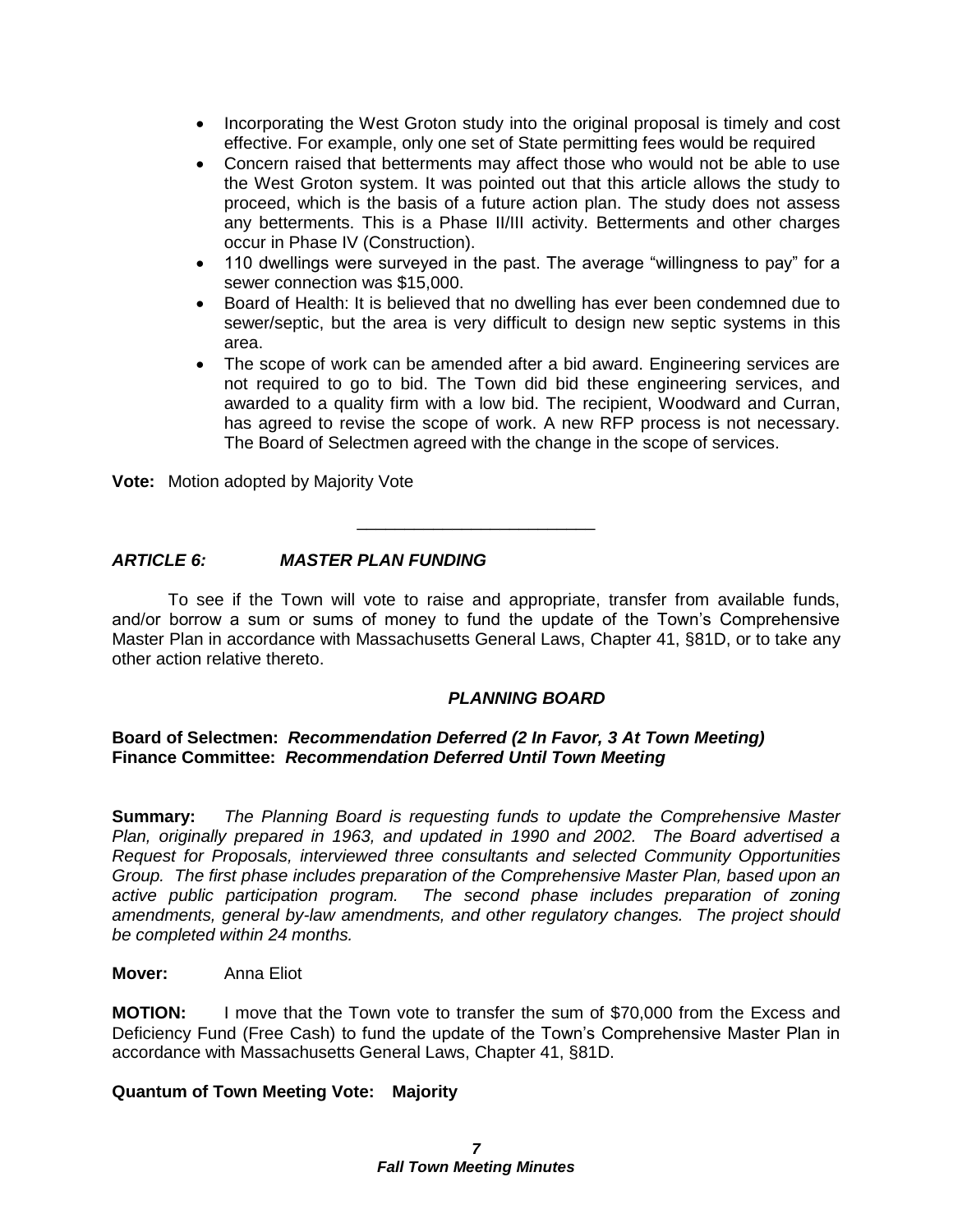- Incorporating the West Groton study into the original proposal is timely and cost effective. For example, only one set of State permitting fees would be required
- Concern raised that betterments may affect those who would not be able to use the West Groton system. It was pointed out that this article allows the study to proceed, which is the basis of a future action plan. The study does not assess any betterments. This is a Phase II/III activity. Betterments and other charges occur in Phase IV (Construction).
- 110 dwellings were surveyed in the past. The average "willingness to pay" for a sewer connection was $15,000.
- Board of Health: It is believed that no dwelling has ever been condemned due to sewer/septic, but the area is very difficult to design new septic systems in this area.
- The scope of work can be amended after a bid award. Engineering services are not required to go to bid. The Town did bid these engineering services, and awarded to a quality firm with a low bid. The recipient, Woodward and Curran, has agreed to revise the scope of work. A new RFP process is not necessary. The Board of Selectmen agreed with the change in the scope of services.

**Vote:** Motion adopted by Majority Vote

---

***ARTICLE 6: MASTER PLAN FUNDING***

To see if the Town will vote to raise and appropriate, transfer from available funds, and/or borrow a sum or sums of money to fund the update of the Town's Comprehensive Master Plan in accordance with Massachusetts General Laws, Chapter 41, §81D, or to take any other action relative thereto.

***PLANNING BOARD***

**Board of Selectmen:** ***Recommendation Deferred (2 In Favor, 3 At Town Meeting)***
**Finance Committee:** ***Recommendation Deferred Until Town Meeting***

**Summary:** *The Planning Board is requesting funds to update the Comprehensive Master Plan, originally prepared in 1963, and updated in 1990 and 2002. The Board advertised a Request for Proposals, interviewed three consultants and selected Community Opportunities Group. The first phase includes preparation of the Comprehensive Master Plan, based upon an active public participation program. The second phase includes preparation of zoning amendments, general by-law amendments, and other regulatory changes. The project should be completed within 24 months.*

**Mover:** Anna Eliot

**MOTION:** I move that the Town vote to transfer the sum of $70,000 from the Excess and Deficiency Fund (Free Cash) to fund the update of the Town's Comprehensive Master Plan in accordance with Massachusetts General Laws, Chapter 41, §81D.

**Quantum of Town Meeting Vote: Majority**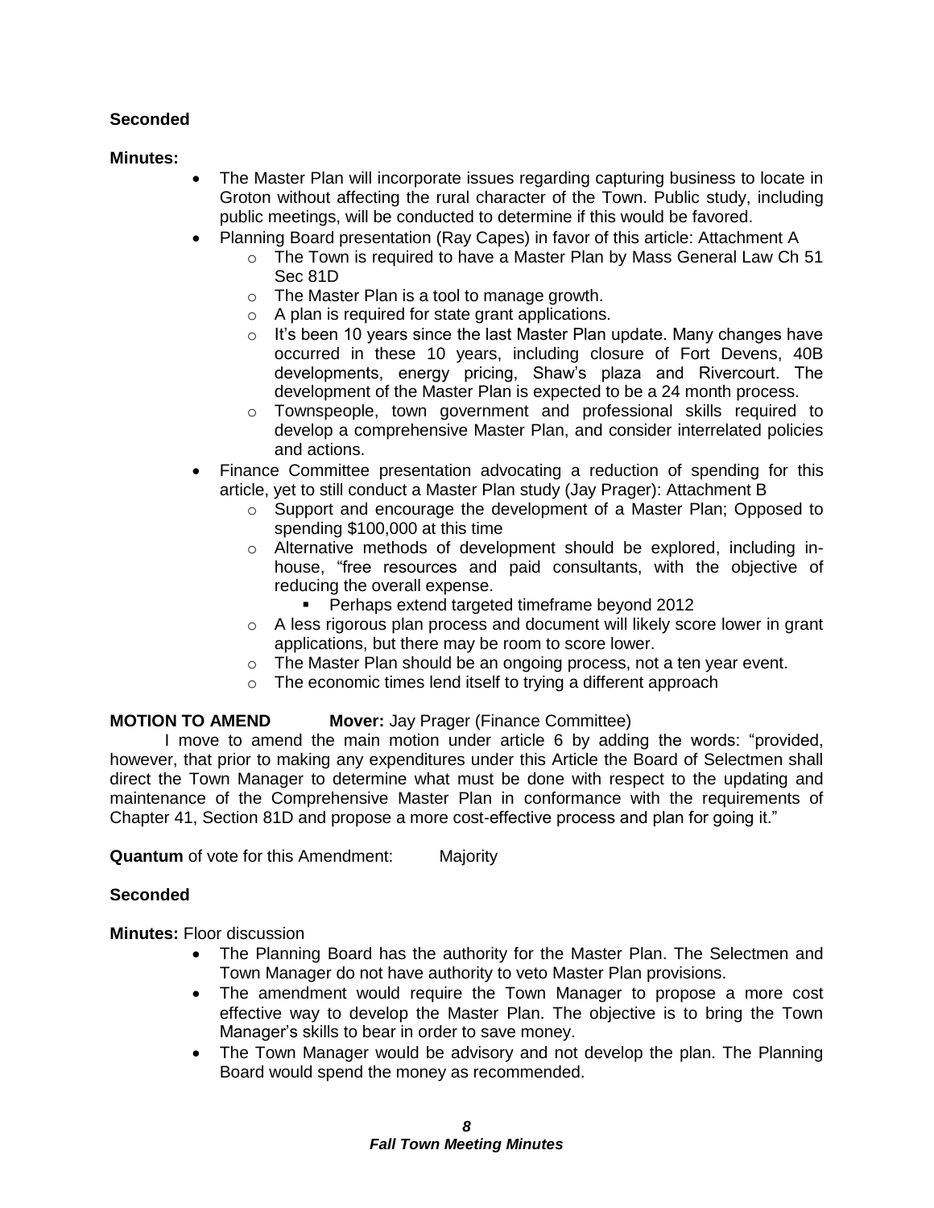**Seconded**

**Minutes:**

- The Master Plan will incorporate issues regarding capturing business to locate in Groton without affecting the rural character of the Town. Public study, including public meetings, will be conducted to determine if this would be favored.
- Planning Board presentation (Ray Capes) in favor of this article: Attachment A
  - The Town is required to have a Master Plan by Mass General Law Ch 51 Sec 81D
  - The Master Plan is a tool to manage growth.
  - A plan is required for state grant applications.
  - It's been 10 years since the last Master Plan update. Many changes have occurred in these 10 years, including closure of Fort Devens, 40B developments, energy pricing, Shaw's plaza and Rivercourt. The development of the Master Plan is expected to be a 24 month process.
  - Townspeople, town government and professional skills required to develop a comprehensive Master Plan, and consider interrelated policies and actions.
- Finance Committee presentation advocating a reduction of spending for this article, yet to still conduct a Master Plan study (Jay Prager): Attachment B
  - Support and encourage the development of a Master Plan; Opposed to spending $100,000 at this time
  - Alternative methods of development should be explored, including in-house, "free resources and paid consultants, with the objective of reducing the overall expense.
    - Perhaps extend targeted timeframe beyond 2012
  - A less rigorous plan process and document will likely score lower in grant applications, but there may be room to score lower.
  - The Master Plan should be an ongoing process, not a ten year event.
  - The economic times lend itself to trying a different approach

**MOTION TO AMEND** **Mover:** Jay Prager (Finance Committee)

I move to amend the main motion under article 6 by adding the words: "provided, however, that prior to making any expenditures under this Article the Board of Selectmen shall direct the Town Manager to determine what must be done with respect to the updating and maintenance of the Comprehensive Master Plan in conformance with the requirements of Chapter 41, Section 81D and propose a more cost-effective process and plan for going it."

**Quantum** of vote for this Amendment: Majority

**Seconded**

**Minutes:** Floor discussion

- The Planning Board has the authority for the Master Plan. The Selectmen and Town Manager do not have authority to veto Master Plan provisions.
- The amendment would require the Town Manager to propose a more cost effective way to develop the Master Plan. The objective is to bring the Town Manager's skills to bear in order to save money.
- The Town Manager would be advisory and not develop the plan. The Planning Board would spend the money as recommended.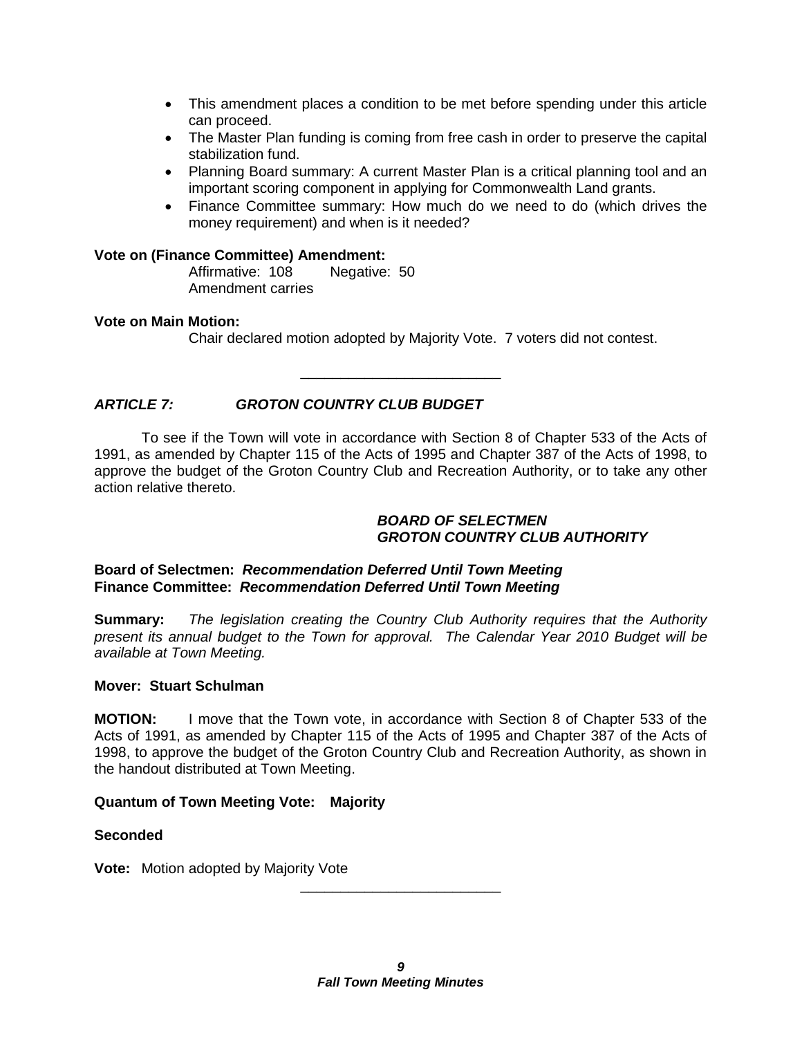- This amendment places a condition to be met before spending under this article can proceed.
- The Master Plan funding is coming from free cash in order to preserve the capital stabilization fund.
- Planning Board summary: A current Master Plan is a critical planning tool and an important scoring component in applying for Commonwealth Land grants.
- Finance Committee summary: How much do we need to do (which drives the money requirement) and when is it needed?

**Vote on (Finance Committee) Amendment:**

Affirmative: 108 Negative: 50
Amendment carries

**Vote on Main Motion:**

Chair declared motion adopted by Majority Vote. 7 voters did not contest.

---

### *ARTICLE 7: GROTON COUNTRY CLUB BUDGET*

To see if the Town will vote in accordance with Section 8 of Chapter 533 of the Acts of 1991, as amended by Chapter 115 of the Acts of 1995 and Chapter 387 of the Acts of 1998, to approve the budget of the Groton Country Club and Recreation Authority, or to take any other action relative thereto.

***BOARD OF SELECTMEN***
***GROTON COUNTRY CLUB AUTHORITY***

**Board of Selectmen:** ***Recommendation Deferred Until Town Meeting***
**Finance Committee:** ***Recommendation Deferred Until Town Meeting***

**Summary:** *The legislation creating the Country Club Authority requires that the Authority present its annual budget to the Town for approval. The Calendar Year 2010 Budget will be available at Town Meeting.*

**Mover: Stuart Schulman**

**MOTION:** I move that the Town vote, in accordance with Section 8 of Chapter 533 of the Acts of 1991, as amended by Chapter 115 of the Acts of 1995 and Chapter 387 of the Acts of 1998, to approve the budget of the Groton Country Club and Recreation Authority, as shown in the handout distributed at Town Meeting.

**Quantum of Town Meeting Vote: Majority**

**Seconded**

**Vote:** Motion adopted by Majority Vote

---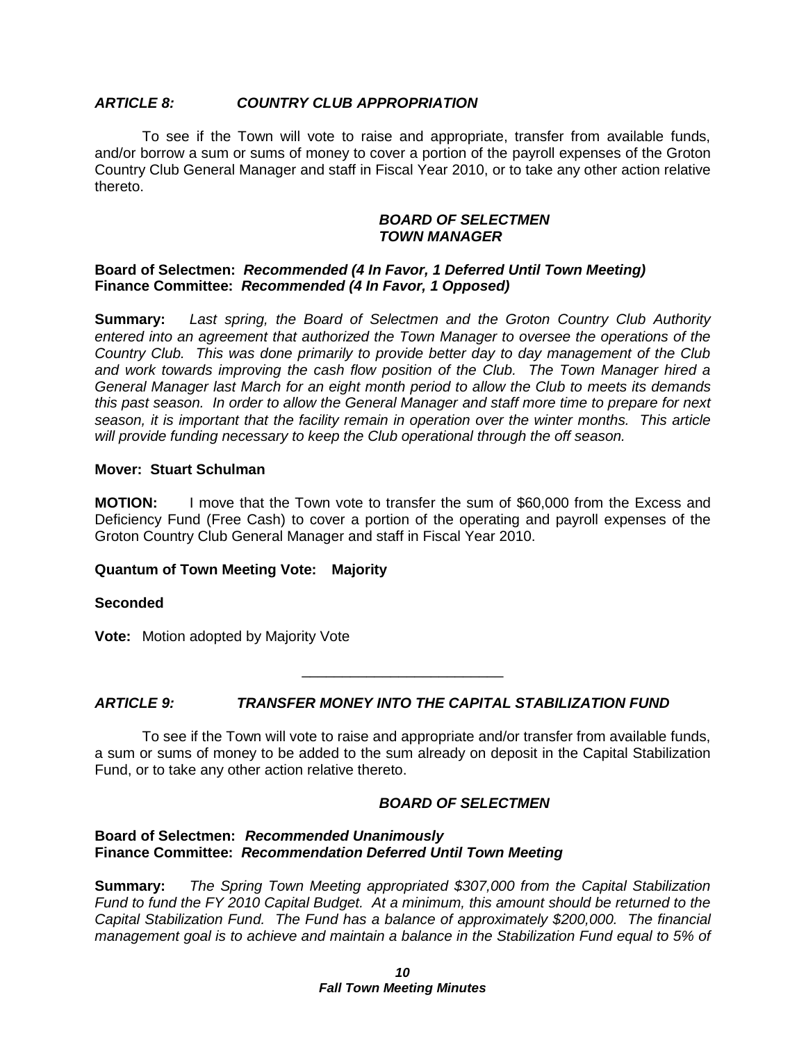### *ARTICLE 8: COUNTRY CLUB APPROPRIATION*

To see if the Town will vote to raise and appropriate, transfer from available funds, and/or borrow a sum or sums of money to cover a portion of the payroll expenses of the Groton Country Club General Manager and staff in Fiscal Year 2010, or to take any other action relative thereto.

***BOARD OF SELECTMEN***
***TOWN MANAGER***

**Board of Selectmen:** ***Recommended (4 In Favor, 1 Deferred Until Town Meeting)***
**Finance Committee:** ***Recommended (4 In Favor, 1 Opposed)***

**Summary:** *Last spring, the Board of Selectmen and the Groton Country Club Authority entered into an agreement that authorized the Town Manager to oversee the operations of the Country Club. This was done primarily to provide better day to day management of the Club and work towards improving the cash flow position of the Club. The Town Manager hired a General Manager last March for an eight month period to allow the Club to meets its demands this past season. In order to allow the General Manager and staff more time to prepare for next season, it is important that the facility remain in operation over the winter months. This article will provide funding necessary to keep the Club operational through the off season.*

**Mover: Stuart Schulman**

**MOTION:** I move that the Town vote to transfer the sum of $60,000 from the Excess and Deficiency Fund (Free Cash) to cover a portion of the operating and payroll expenses of the Groton Country Club General Manager and staff in Fiscal Year 2010.

**Quantum of Town Meeting Vote: Majority**

**Seconded**

**Vote:** Motion adopted by Majority Vote

---

### *ARTICLE 9: TRANSFER MONEY INTO THE CAPITAL STABILIZATION FUND*

To see if the Town will vote to raise and appropriate and/or transfer from available funds, a sum or sums of money to be added to the sum already on deposit in the Capital Stabilization Fund, or to take any other action relative thereto.

***BOARD OF SELECTMEN***

**Board of Selectmen:** ***Recommended Unanimously***
**Finance Committee:** ***Recommendation Deferred Until Town Meeting***

**Summary:** *The Spring Town Meeting appropriated $307,000 from the Capital Stabilization Fund to fund the FY 2010 Capital Budget. At a minimum, this amount should be returned to the Capital Stabilization Fund. The Fund has a balance of approximately $200,000. The financial management goal is to achieve and maintain a balance in the Stabilization Fund equal to 5% of*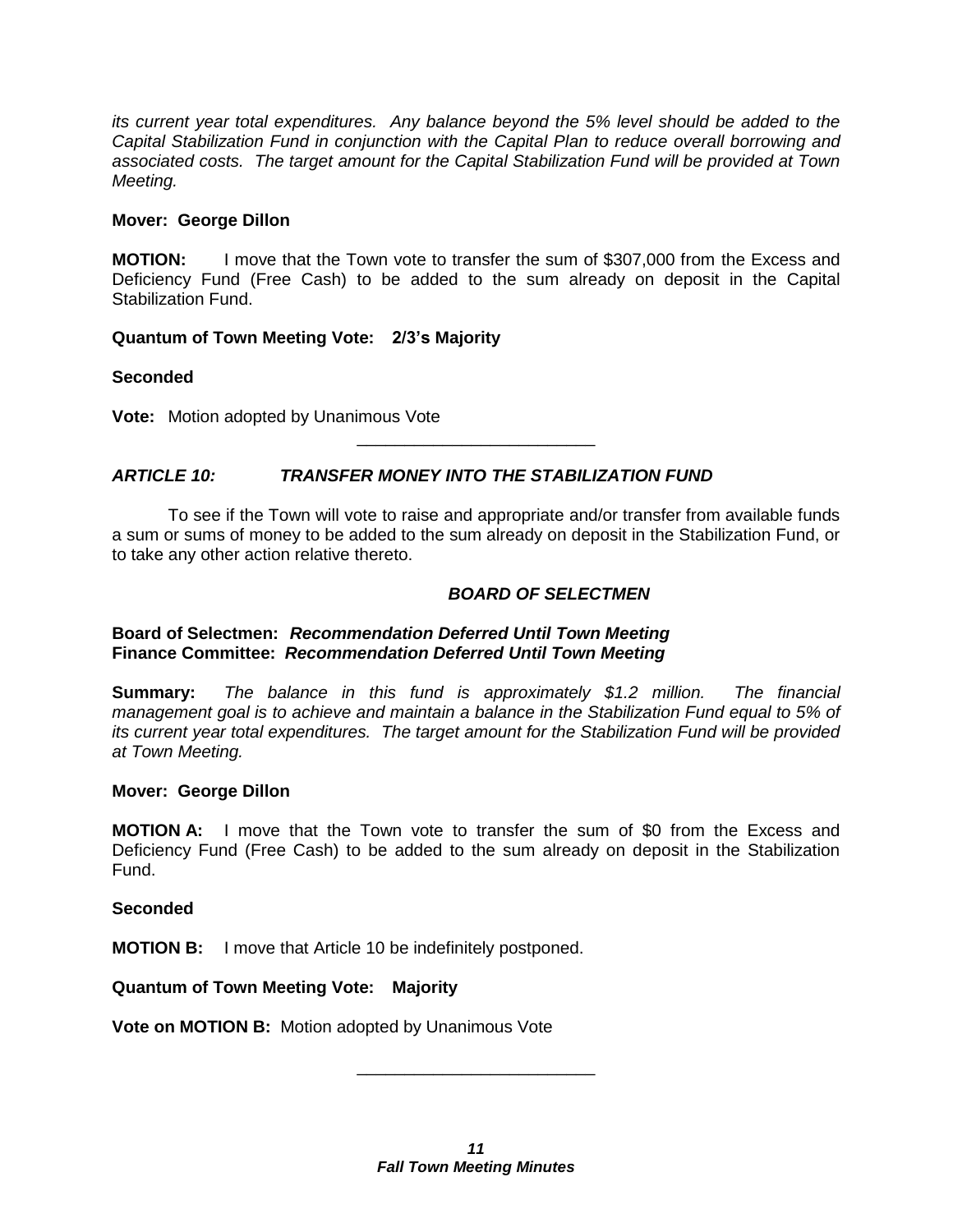*its current year total expenditures. Any balance beyond the 5% level should be added to the Capital Stabilization Fund in conjunction with the Capital Plan to reduce overall borrowing and associated costs. The target amount for the Capital Stabilization Fund will be provided at Town Meeting.*

**Mover: George Dillon**

**MOTION:** I move that the Town vote to transfer the sum of $307,000 from the Excess and Deficiency Fund (Free Cash) to be added to the sum already on deposit in the Capital Stabilization Fund.

**Quantum of Town Meeting Vote: 2/3's Majority**

**Seconded**

**Vote:** Motion adopted by Unanimous Vote

---

### *ARTICLE 10: TRANSFER MONEY INTO THE STABILIZATION FUND*

To see if the Town will vote to raise and appropriate and/or transfer from available funds a sum or sums of money to be added to the sum already on deposit in the Stabilization Fund, or to take any other action relative thereto.

***BOARD OF SELECTMEN***

**Board of Selectmen:** ***Recommendation Deferred Until Town Meeting***
**Finance Committee:** ***Recommendation Deferred Until Town Meeting***

**Summary:** *The balance in this fund is approximately $1.2 million. The financial management goal is to achieve and maintain a balance in the Stabilization Fund equal to 5% of its current year total expenditures. The target amount for the Stabilization Fund will be provided at Town Meeting.*

**Mover: George Dillon**

**MOTION A:** I move that the Town vote to transfer the sum of $0 from the Excess and Deficiency Fund (Free Cash) to be added to the sum already on deposit in the Stabilization Fund.

**Seconded**

**MOTION B:** I move that Article 10 be indefinitely postponed.

**Quantum of Town Meeting Vote: Majority**

**Vote on MOTION B:** Motion adopted by Unanimous Vote

---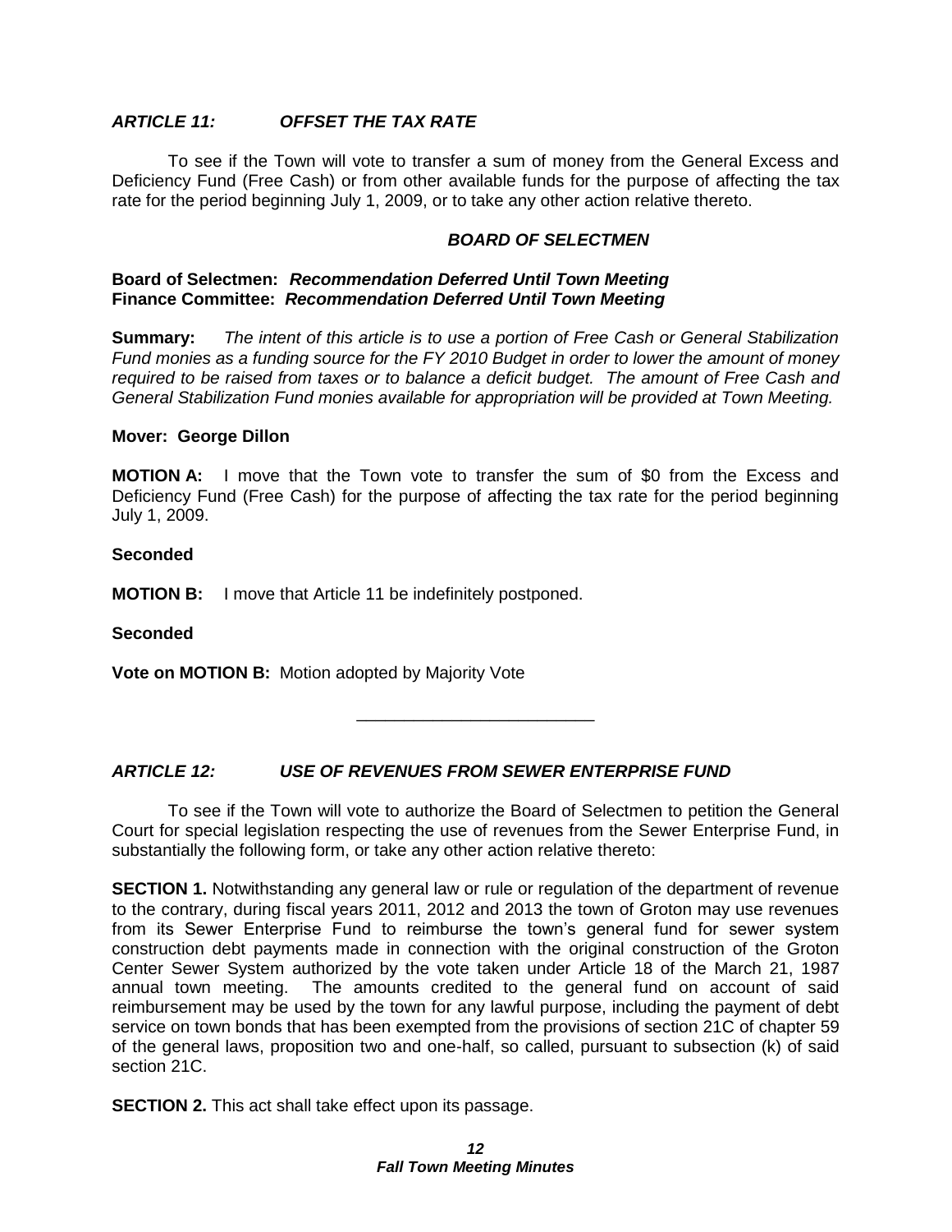### *ARTICLE 11: OFFSET THE TAX RATE*

To see if the Town will vote to transfer a sum of money from the General Excess and Deficiency Fund (Free Cash) or from other available funds for the purpose of affecting the tax rate for the period beginning July 1, 2009, or to take any other action relative thereto.

***BOARD OF SELECTMEN***

**Board of Selectmen:** ***Recommendation Deferred Until Town Meeting***
**Finance Committee:** ***Recommendation Deferred Until Town Meeting***

**Summary:** *The intent of this article is to use a portion of Free Cash or General Stabilization Fund monies as a funding source for the FY 2010 Budget in order to lower the amount of money required to be raised from taxes or to balance a deficit budget. The amount of Free Cash and General Stabilization Fund monies available for appropriation will be provided at Town Meeting.*

**Mover: George Dillon**

**MOTION A:** I move that the Town vote to transfer the sum of $0 from the Excess and Deficiency Fund (Free Cash) for the purpose of affecting the tax rate for the period beginning July 1, 2009.

**Seconded**

**MOTION B:** I move that Article 11 be indefinitely postponed.

**Seconded**

**Vote on MOTION B:** Motion adopted by Majority Vote

---

### *ARTICLE 12: USE OF REVENUES FROM SEWER ENTERPRISE FUND*

To see if the Town will vote to authorize the Board of Selectmen to petition the General Court for special legislation respecting the use of revenues from the Sewer Enterprise Fund, in substantially the following form, or take any other action relative thereto:

**SECTION 1.** Notwithstanding any general law or rule or regulation of the department of revenue to the contrary, during fiscal years 2011, 2012 and 2013 the town of Groton may use revenues from its Sewer Enterprise Fund to reimburse the town's general fund for sewer system construction debt payments made in connection with the original construction of the Groton Center Sewer System authorized by the vote taken under Article 18 of the March 21, 1987 annual town meeting. The amounts credited to the general fund on account of said reimbursement may be used by the town for any lawful purpose, including the payment of debt service on town bonds that has been exempted from the provisions of section 21C of chapter 59 of the general laws, proposition two and one-half, so called, pursuant to subsection (k) of said section 21C.

**SECTION 2.** This act shall take effect upon its passage.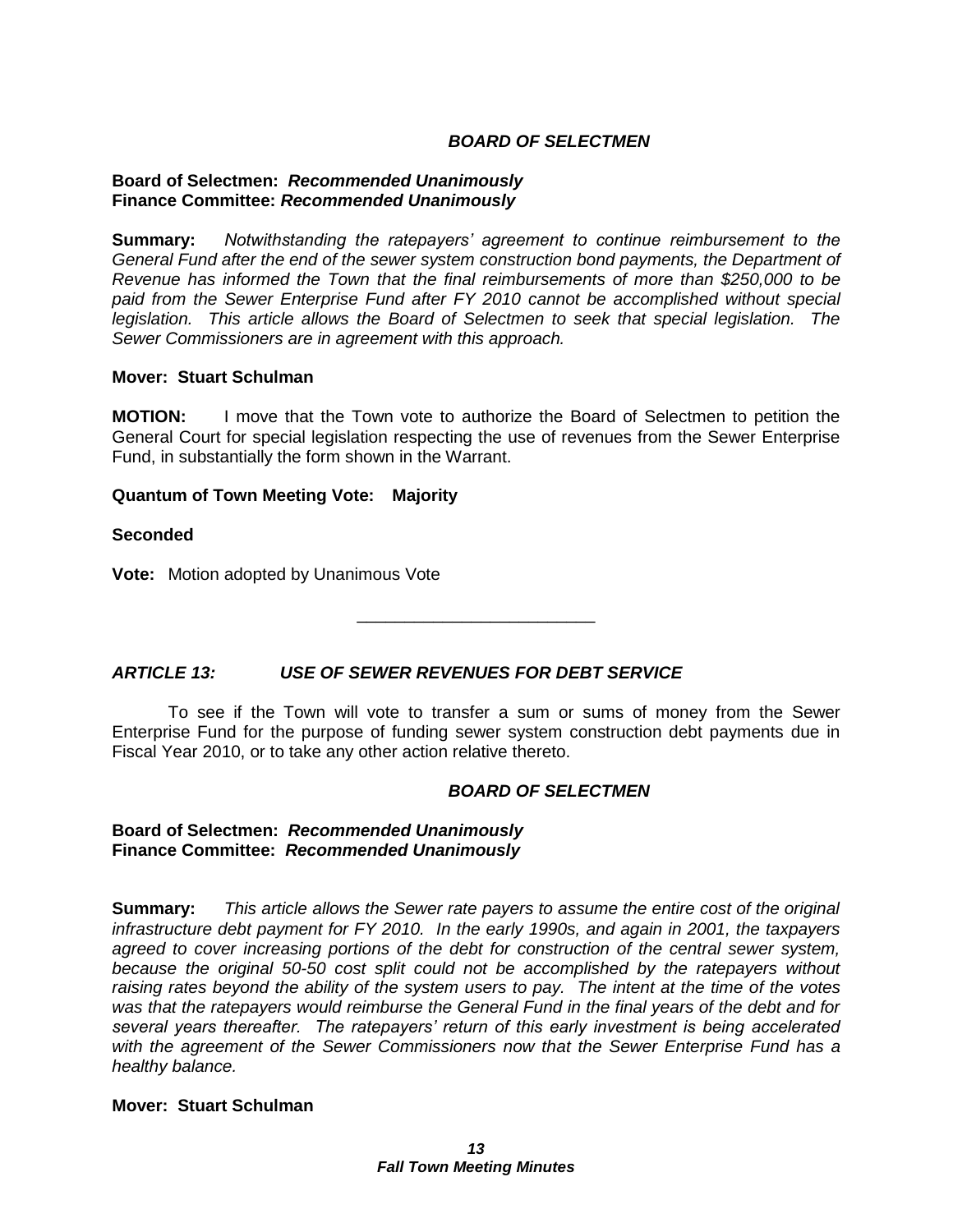***BOARD OF SELECTMEN***

**Board of Selectmen: *Recommended Unanimously***
**Finance Committee: *Recommended Unanimously***

**Summary:** *Notwithstanding the ratepayers' agreement to continue reimbursement to the General Fund after the end of the sewer system construction bond payments, the Department of Revenue has informed the Town that the final reimbursements of more than $250,000 to be paid from the Sewer Enterprise Fund after FY 2010 cannot be accomplished without special legislation. This article allows the Board of Selectmen to seek that special legislation. The Sewer Commissioners are in agreement with this approach.*

**Mover: Stuart Schulman**

**MOTION:** I move that the Town vote to authorize the Board of Selectmen to petition the General Court for special legislation respecting the use of revenues from the Sewer Enterprise Fund, in substantially the form shown in the Warrant.

**Quantum of Town Meeting Vote: Majority**

**Seconded**

**Vote:** Motion adopted by Unanimous Vote

---

## *ARTICLE 13: USE OF SEWER REVENUES FOR DEBT SERVICE*

To see if the Town will vote to transfer a sum or sums of money from the Sewer Enterprise Fund for the purpose of funding sewer system construction debt payments due in Fiscal Year 2010, or to take any other action relative thereto.

***BOARD OF SELECTMEN***

**Board of Selectmen: *Recommended Unanimously***
**Finance Committee: *Recommended Unanimously***

**Summary:** *This article allows the Sewer rate payers to assume the entire cost of the original infrastructure debt payment for FY 2010. In the early 1990s, and again in 2001, the taxpayers agreed to cover increasing portions of the debt for construction of the central sewer system, because the original 50-50 cost split could not be accomplished by the ratepayers without raising rates beyond the ability of the system users to pay. The intent at the time of the votes was that the ratepayers would reimburse the General Fund in the final years of the debt and for several years thereafter. The ratepayers' return of this early investment is being accelerated with the agreement of the Sewer Commissioners now that the Sewer Enterprise Fund has a healthy balance.*

**Mover: Stuart Schulman**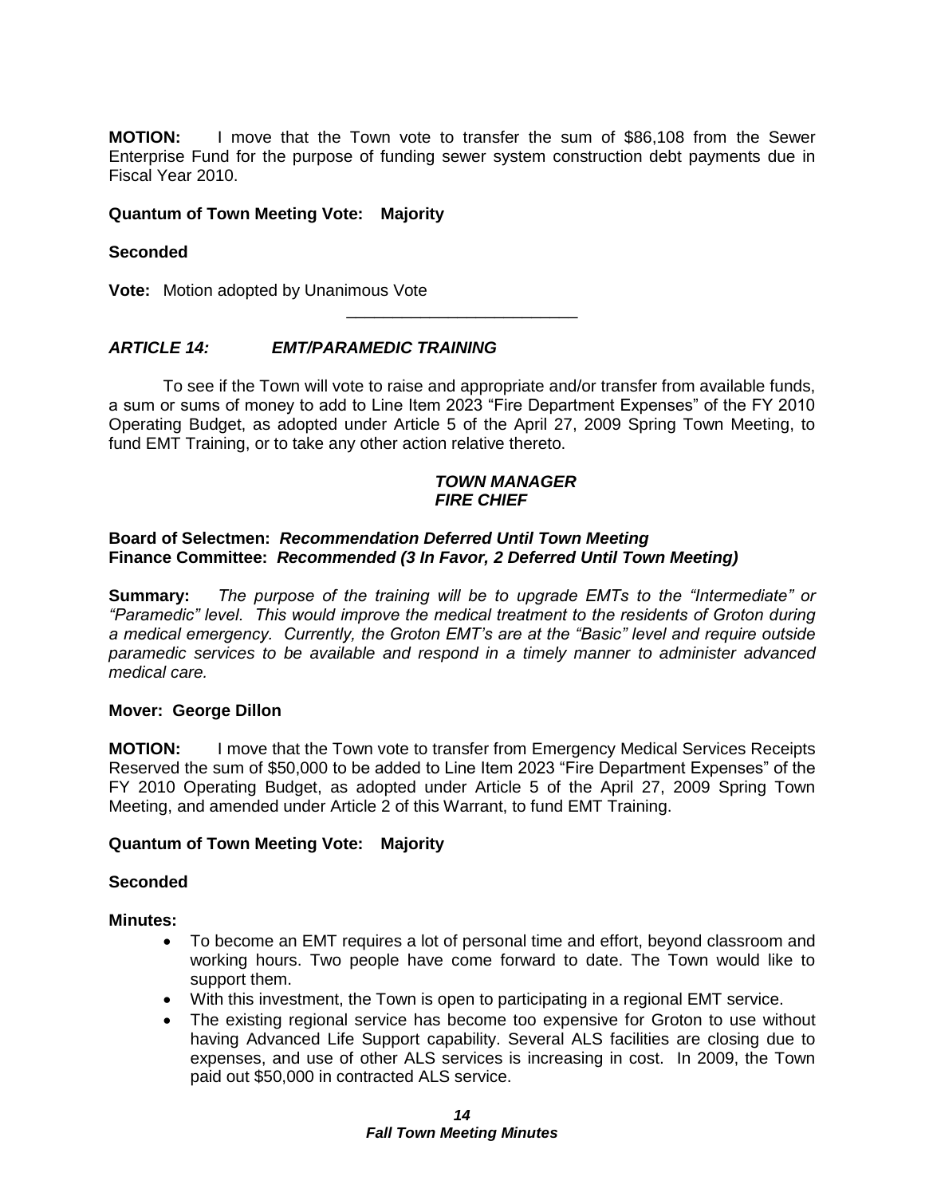**MOTION:** I move that the Town vote to transfer the sum of $86,108 from the Sewer Enterprise Fund for the purpose of funding sewer system construction debt payments due in Fiscal Year 2010.

**Quantum of Town Meeting Vote: Majority**

**Seconded**

**Vote:** Motion adopted by Unanimous Vote

---

### *ARTICLE 14: EMT/PARAMEDIC TRAINING*

To see if the Town will vote to raise and appropriate and/or transfer from available funds, a sum or sums of money to add to Line Item 2023 "Fire Department Expenses" of the FY 2010 Operating Budget, as adopted under Article 5 of the April 27, 2009 Spring Town Meeting, to fund EMT Training, or to take any other action relative thereto.

***TOWN MANAGER***
***FIRE CHIEF***

**Board of Selectmen:** ***Recommendation Deferred Until Town Meeting***
**Finance Committee:** ***Recommended (3 In Favor, 2 Deferred Until Town Meeting)***

**Summary:** *The purpose of the training will be to upgrade EMTs to the "Intermediate" or "Paramedic" level. This would improve the medical treatment to the residents of Groton during a medical emergency. Currently, the Groton EMT's are at the "Basic" level and require outside paramedic services to be available and respond in a timely manner to administer advanced medical care.*

**Mover: George Dillon**

**MOTION:** I move that the Town vote to transfer from Emergency Medical Services Receipts Reserved the sum of $50,000 to be added to Line Item 2023 "Fire Department Expenses" of the FY 2010 Operating Budget, as adopted under Article 5 of the April 27, 2009 Spring Town Meeting, and amended under Article 2 of this Warrant, to fund EMT Training.

**Quantum of Town Meeting Vote: Majority**

**Seconded**

**Minutes:**

- To become an EMT requires a lot of personal time and effort, beyond classroom and working hours. Two people have come forward to date. The Town would like to support them.
- With this investment, the Town is open to participating in a regional EMT service.
- The existing regional service has become too expensive for Groton to use without having Advanced Life Support capability. Several ALS facilities are closing due to expenses, and use of other ALS services is increasing in cost. In 2009, the Town paid out $50,000 in contracted ALS service.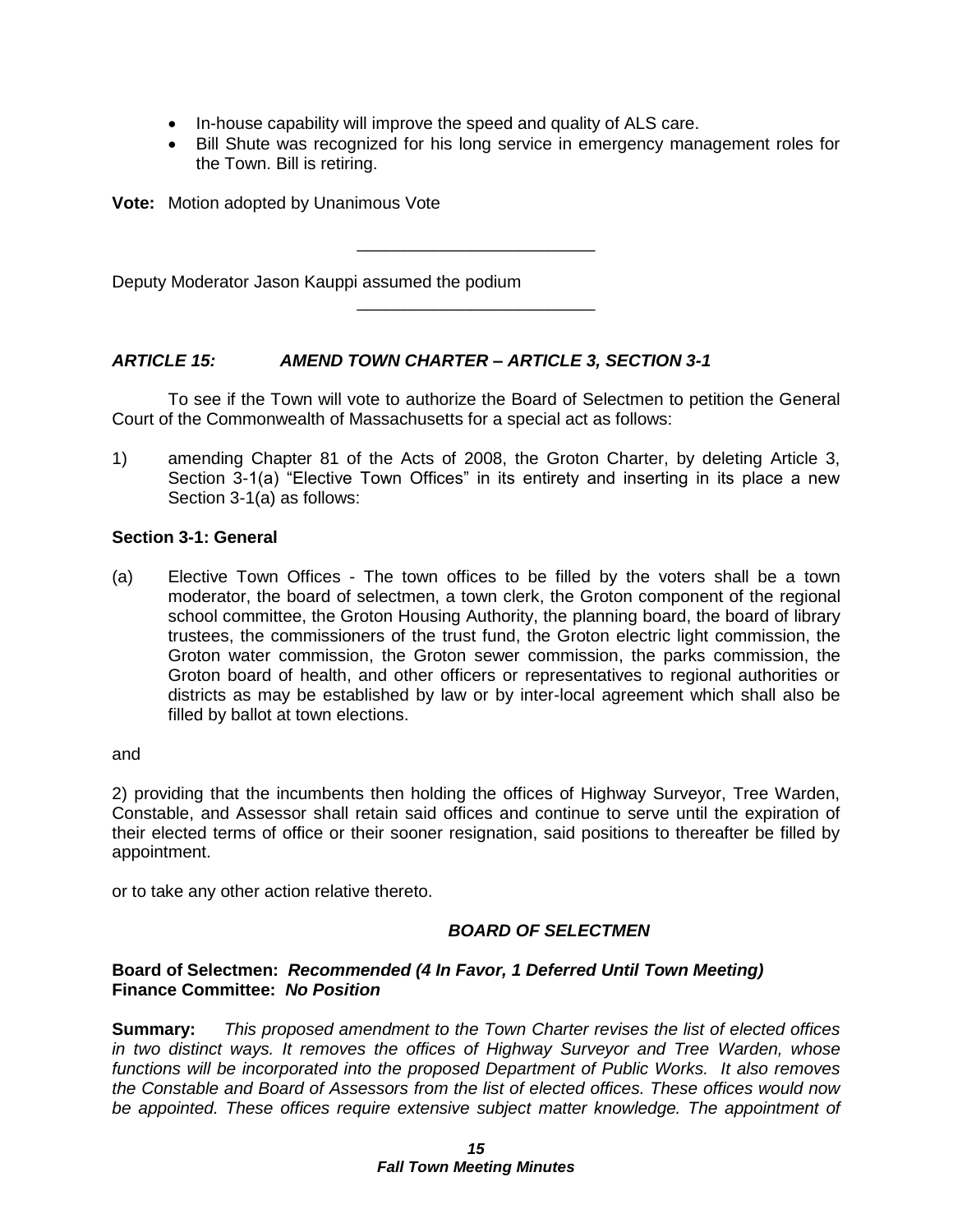- In-house capability will improve the speed and quality of ALS care.
- Bill Shute was recognized for his long service in emergency management roles for the Town. Bill is retiring.

**Vote:** Motion adopted by Unanimous Vote

---

Deputy Moderator Jason Kauppi assumed the podium

---

### *ARTICLE 15: AMEND TOWN CHARTER – ARTICLE 3, SECTION 3-1*

To see if the Town will vote to authorize the Board of Selectmen to petition the General Court of the Commonwealth of Massachusetts for a special act as follows:

1) amending Chapter 81 of the Acts of 2008, the Groton Charter, by deleting Article 3, Section 3-1(a) "Elective Town Offices" in its entirety and inserting in its place a new Section 3-1(a) as follows:

**Section 3-1: General**

(a) Elective Town Offices - The town offices to be filled by the voters shall be a town moderator, the board of selectmen, a town clerk, the Groton component of the regional school committee, the Groton Housing Authority, the planning board, the board of library trustees, the commissioners of the trust fund, the Groton electric light commission, the Groton water commission, the Groton sewer commission, the parks commission, the Groton board of health, and other officers or representatives to regional authorities or districts as may be established by law or by inter-local agreement which shall also be filled by ballot at town elections.

and

2) providing that the incumbents then holding the offices of Highway Surveyor, Tree Warden, Constable, and Assessor shall retain said offices and continue to serve until the expiration of their elected terms of office or their sooner resignation, said positions to thereafter be filled by appointment.

or to take any other action relative thereto.

***BOARD OF SELECTMEN***

**Board of Selectmen:** ***Recommended (4 In Favor, 1 Deferred Until Town Meeting)***
**Finance Committee:** ***No Position***

**Summary:** *This proposed amendment to the Town Charter revises the list of elected offices in two distinct ways. It removes the offices of Highway Surveyor and Tree Warden, whose functions will be incorporated into the proposed Department of Public Works. It also removes the Constable and Board of Assessors from the list of elected offices. These offices would now be appointed. These offices require extensive subject matter knowledge. The appointment of*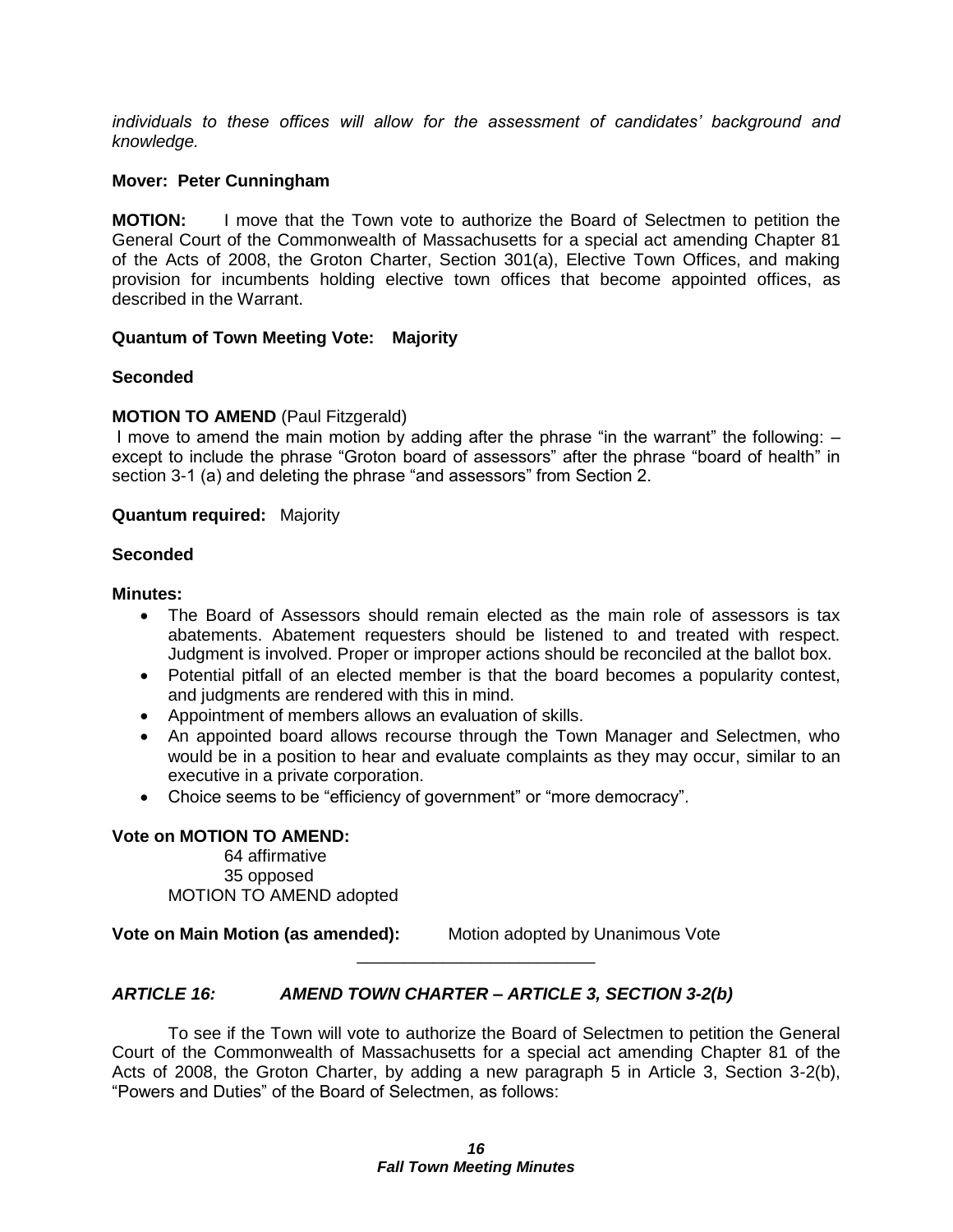*individuals to these offices will allow for the assessment of candidates' background and knowledge.*

**Mover: Peter Cunningham**

**MOTION:** I move that the Town vote to authorize the Board of Selectmen to petition the General Court of the Commonwealth of Massachusetts for a special act amending Chapter 81 of the Acts of 2008, the Groton Charter, Section 301(a), Elective Town Offices, and making provision for incumbents holding elective town offices that become appointed offices, as described in the Warrant.

**Quantum of Town Meeting Vote: Majority**

**Seconded**

**MOTION TO AMEND** (Paul Fitzgerald)

I move to amend the main motion by adding after the phrase "in the warrant" the following: – except to include the phrase "Groton board of assessors" after the phrase "board of health" in section 3-1 (a) and deleting the phrase "and assessors" from Section 2.

**Quantum required:** Majority

**Seconded**

**Minutes:**

- The Board of Assessors should remain elected as the main role of assessors is tax abatements. Abatement requesters should be listened to and treated with respect. Judgment is involved. Proper or improper actions should be reconciled at the ballot box.
- Potential pitfall of an elected member is that the board becomes a popularity contest, and judgments are rendered with this in mind.
- Appointment of members allows an evaluation of skills.
- An appointed board allows recourse through the Town Manager and Selectmen, who would be in a position to hear and evaluate complaints as they may occur, similar to an executive in a private corporation.
- Choice seems to be "efficiency of government" or "more democracy".

**Vote on MOTION TO AMEND:**

64 affirmative
35 opposed
MOTION TO AMEND adopted

**Vote on Main Motion (as amended):** Motion adopted by Unanimous Vote

---

## *ARTICLE 16: AMEND TOWN CHARTER – ARTICLE 3, SECTION 3-2(b)*

To see if the Town will vote to authorize the Board of Selectmen to petition the General Court of the Commonwealth of Massachusetts for a special act amending Chapter 81 of the Acts of 2008, the Groton Charter, by adding a new paragraph 5 in Article 3, Section 3-2(b), "Powers and Duties" of the Board of Selectmen, as follows: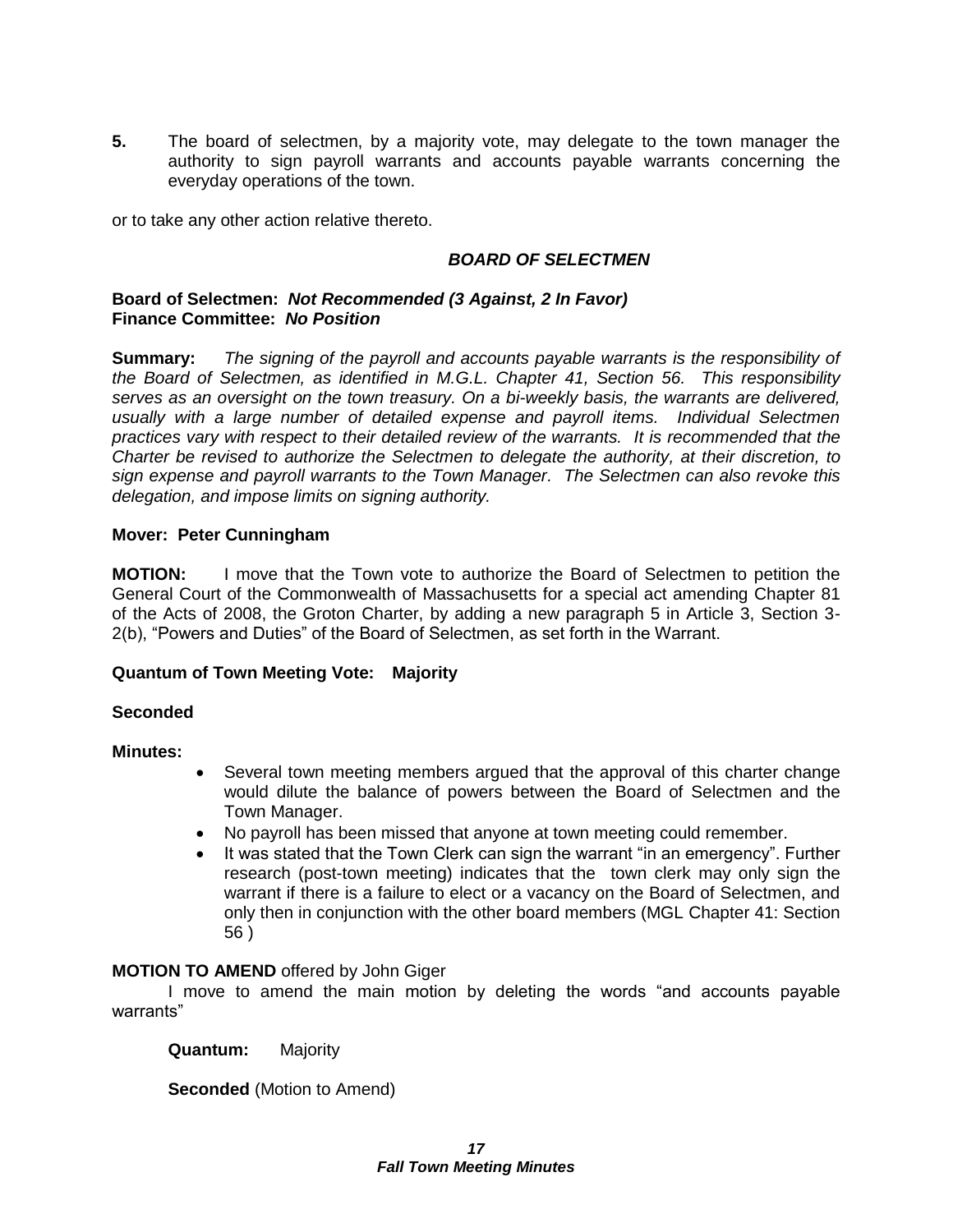**5.** The board of selectmen, by a majority vote, may delegate to the town manager the authority to sign payroll warrants and accounts payable warrants concerning the everyday operations of the town.

or to take any other action relative thereto.

***BOARD OF SELECTMEN***

**Board of Selectmen:** ***Not Recommended (3 Against, 2 In Favor)***
**Finance Committee:** ***No Position***

**Summary:** *The signing of the payroll and accounts payable warrants is the responsibility of the Board of Selectmen, as identified in M.G.L. Chapter 41, Section 56. This responsibility serves as an oversight on the town treasury. On a bi-weekly basis, the warrants are delivered, usually with a large number of detailed expense and payroll items. Individual Selectmen practices vary with respect to their detailed review of the warrants. It is recommended that the Charter be revised to authorize the Selectmen to delegate the authority, at their discretion, to sign expense and payroll warrants to the Town Manager. The Selectmen can also revoke this delegation, and impose limits on signing authority.*

**Mover: Peter Cunningham**

**MOTION:** I move that the Town vote to authorize the Board of Selectmen to petition the General Court of the Commonwealth of Massachusetts for a special act amending Chapter 81 of the Acts of 2008, the Groton Charter, by adding a new paragraph 5 in Article 3, Section 3-2(b), "Powers and Duties" of the Board of Selectmen, as set forth in the Warrant.

**Quantum of Town Meeting Vote: Majority**

**Seconded**

**Minutes:**

- Several town meeting members argued that the approval of this charter change would dilute the balance of powers between the Board of Selectmen and the Town Manager.
- No payroll has been missed that anyone at town meeting could remember.
- It was stated that the Town Clerk can sign the warrant "in an emergency". Further research (post-town meeting) indicates that the town clerk may only sign the warrant if there is a failure to elect or a vacancy on the Board of Selectmen, and only then in conjunction with the other board members (MGL Chapter 41: Section 56 )

**MOTION TO AMEND** offered by John Giger

I move to amend the main motion by deleting the words "and accounts payable warrants"

**Quantum:** Majority

**Seconded** (Motion to Amend)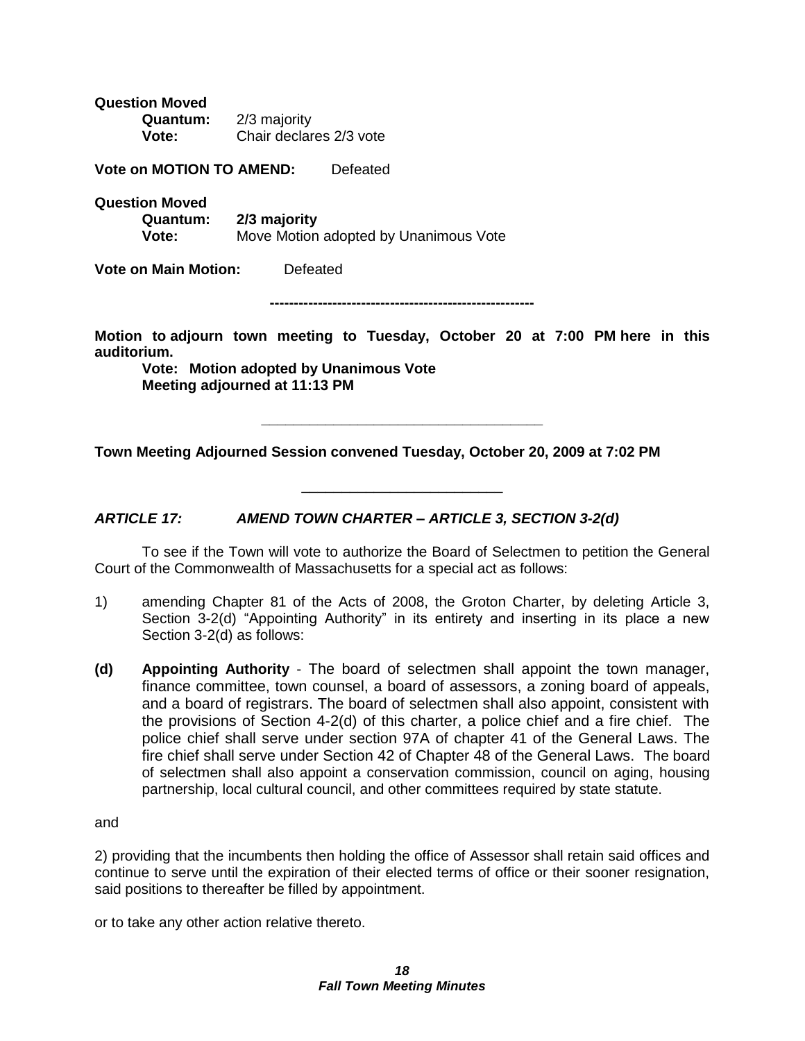**Question Moved**

**Quantum:** 2/3 majority
**Vote:** Chair declares 2/3 vote

**Vote on MOTION TO AMEND:** Defeated

**Question Moved**

**Quantum:** **2/3 majority**
**Vote:** Move Motion adopted by Unanimous Vote

**Vote on Main Motion:** Defeated

-------------------------------------------------------

**Motion to adjourn town meeting to Tuesday, October 20 at 7:00 PM here in this auditorium.**

**Vote: Motion adopted by Unanimous Vote**
**Meeting adjourned at 11:13 PM**

---

**Town Meeting Adjourned Session convened Tuesday, October 20, 2009 at 7:02 PM**

---

***ARTICLE 17: AMEND TOWN CHARTER – ARTICLE 3, SECTION 3-2(d)***

To see if the Town will vote to authorize the Board of Selectmen to petition the General Court of the Commonwealth of Massachusetts for a special act as follows:

1) amending Chapter 81 of the Acts of 2008, the Groton Charter, by deleting Article 3, Section 3-2(d) "Appointing Authority" in its entirety and inserting in its place a new Section 3-2(d) as follows:

**(d) Appointing Authority** - The board of selectmen shall appoint the town manager, finance committee, town counsel, a board of assessors, a zoning board of appeals, and a board of registrars. The board of selectmen shall also appoint, consistent with the provisions of Section 4-2(d) of this charter, a police chief and a fire chief. The police chief shall serve under section 97A of chapter 41 of the General Laws. The fire chief shall serve under Section 42 of Chapter 48 of the General Laws. The board of selectmen shall also appoint a conservation commission, council on aging, housing partnership, local cultural council, and other committees required by state statute.

and

2) providing that the incumbents then holding the office of Assessor shall retain said offices and continue to serve until the expiration of their elected terms of office or their sooner resignation, said positions to thereafter be filled by appointment.

or to take any other action relative thereto.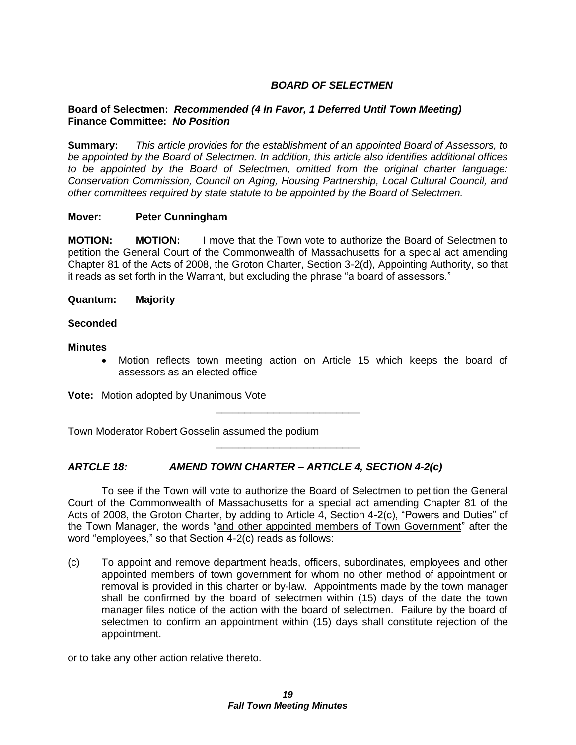### *BOARD OF SELECTMEN*

**Board of Selectmen:** ***Recommended (4 In Favor, 1 Deferred Until Town Meeting)***
**Finance Committee:** ***No Position***

**Summary:** *This article provides for the establishment of an appointed Board of Assessors, to be appointed by the Board of Selectmen. In addition, this article also identifies additional offices to be appointed by the Board of Selectmen, omitted from the original charter language: Conservation Commission, Council on Aging, Housing Partnership, Local Cultural Council, and other committees required by state statute to be appointed by the Board of Selectmen.*

**Mover: Peter Cunningham**

**MOTION: MOTION:** I move that the Town vote to authorize the Board of Selectmen to petition the General Court of the Commonwealth of Massachusetts for a special act amending Chapter 81 of the Acts of 2008, the Groton Charter, Section 3-2(d), Appointing Authority, so that it reads as set forth in the Warrant, but excluding the phrase "a board of assessors."

**Quantum: Majority**

**Seconded**

**Minutes**

- Motion reflects town meeting action on Article 15 which keeps the board of assessors as an elected office

**Vote:** Motion adopted by Unanimous Vote

---

Town Moderator Robert Gosselin assumed the podium

---

## *ARTCLE 18: AMEND TOWN CHARTER – ARTICLE 4, SECTION 4-2(c)*

To see if the Town will vote to authorize the Board of Selectmen to petition the General Court of the Commonwealth of Massachusetts for a special act amending Chapter 81 of the Acts of 2008, the Groton Charter, by adding to Article 4, Section 4-2(c), "Powers and Duties" of the Town Manager, the words "<u>and other appointed members of Town Government</u>" after the word "employees," so that Section 4-2(c) reads as follows:

(c) To appoint and remove department heads, officers, subordinates, employees and other appointed members of town government for whom no other method of appointment or removal is provided in this charter or by-law. Appointments made by the town manager shall be confirmed by the board of selectmen within (15) days of the date the town manager files notice of the action with the board of selectmen. Failure by the board of selectmen to confirm an appointment within (15) days shall constitute rejection of the appointment.

or to take any other action relative thereto.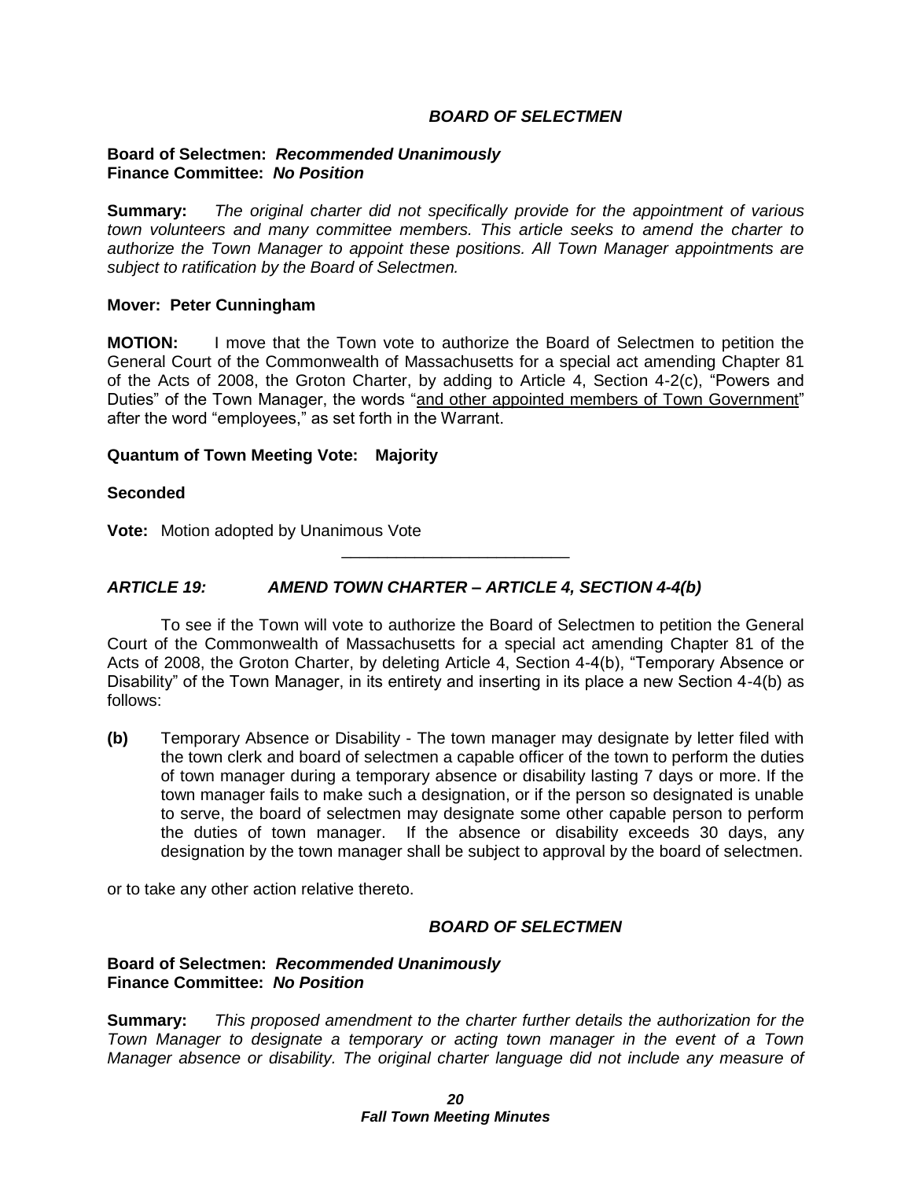***BOARD OF SELECTMEN***

**Board of Selectmen:** ***Recommended Unanimously***
**Finance Committee:** ***No Position***

**Summary:** *The original charter did not specifically provide for the appointment of various town volunteers and many committee members. This article seeks to amend the charter to authorize the Town Manager to appoint these positions. All Town Manager appointments are subject to ratification by the Board of Selectmen.*

**Mover: Peter Cunningham**

**MOTION:** I move that the Town vote to authorize the Board of Selectmen to petition the General Court of the Commonwealth of Massachusetts for a special act amending Chapter 81 of the Acts of 2008, the Groton Charter, by adding to Article 4, Section 4-2(c), "Powers and Duties" of the Town Manager, the words "<u>and other appointed members of Town Government</u>" after the word "employees," as set forth in the Warrant.

**Quantum of Town Meeting Vote: Majority**

**Seconded**

**Vote:** Motion adopted by Unanimous Vote

---

### *ARTICLE 19: AMEND TOWN CHARTER – ARTICLE 4, SECTION 4-4(b)*

To see if the Town will vote to authorize the Board of Selectmen to petition the General Court of the Commonwealth of Massachusetts for a special act amending Chapter 81 of the Acts of 2008, the Groton Charter, by deleting Article 4, Section 4-4(b), "Temporary Absence or Disability" of the Town Manager, in its entirety and inserting in its place a new Section 4-4(b) as follows:

**(b)** Temporary Absence or Disability - The town manager may designate by letter filed with the town clerk and board of selectmen a capable officer of the town to perform the duties of town manager during a temporary absence or disability lasting 7 days or more. If the town manager fails to make such a designation, or if the person so designated is unable to serve, the board of selectmen may designate some other capable person to perform the duties of town manager. If the absence or disability exceeds 30 days, any designation by the town manager shall be subject to approval by the board of selectmen.

or to take any other action relative thereto.

***BOARD OF SELECTMEN***

**Board of Selectmen:** ***Recommended Unanimously***
**Finance Committee:** ***No Position***

**Summary:** *This proposed amendment to the charter further details the authorization for the Town Manager to designate a temporary or acting town manager in the event of a Town Manager absence or disability. The original charter language did not include any measure of*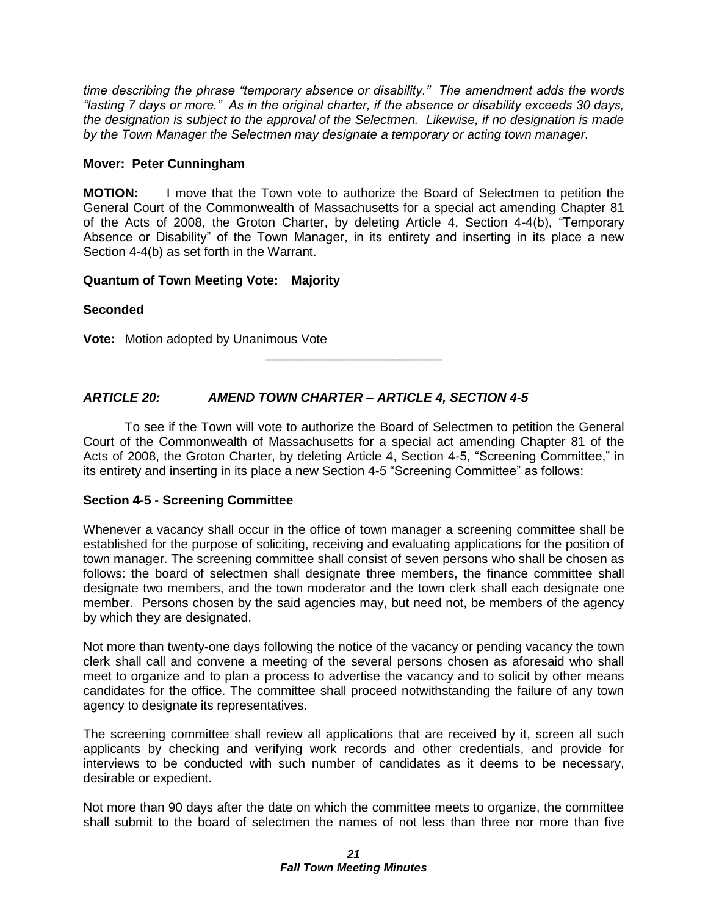*time describing the phrase "temporary absence or disability." The amendment adds the words "lasting 7 days or more." As in the original charter, if the absence or disability exceeds 30 days, the designation is subject to the approval of the Selectmen. Likewise, if no designation is made by the Town Manager the Selectmen may designate a temporary or acting town manager.*

**Mover: Peter Cunningham**

**MOTION:** I move that the Town vote to authorize the Board of Selectmen to petition the General Court of the Commonwealth of Massachusetts for a special act amending Chapter 81 of the Acts of 2008, the Groton Charter, by deleting Article 4, Section 4-4(b), "Temporary Absence or Disability" of the Town Manager, in its entirety and inserting in its place a new Section 4-4(b) as set forth in the Warrant.

**Quantum of Town Meeting Vote: Majority**

**Seconded**

**Vote:** Motion adopted by Unanimous Vote

---

***ARTICLE 20: AMEND TOWN CHARTER – ARTICLE 4, SECTION 4-5***

To see if the Town will vote to authorize the Board of Selectmen to petition the General Court of the Commonwealth of Massachusetts for a special act amending Chapter 81 of the Acts of 2008, the Groton Charter, by deleting Article 4, Section 4-5, "Screening Committee," in its entirety and inserting in its place a new Section 4-5 "Screening Committee" as follows:

**Section 4-5 - Screening Committee**

Whenever a vacancy shall occur in the office of town manager a screening committee shall be established for the purpose of soliciting, receiving and evaluating applications for the position of town manager. The screening committee shall consist of seven persons who shall be chosen as follows: the board of selectmen shall designate three members, the finance committee shall designate two members, and the town moderator and the town clerk shall each designate one member. Persons chosen by the said agencies may, but need not, be members of the agency by which they are designated.

Not more than twenty-one days following the notice of the vacancy or pending vacancy the town clerk shall call and convene a meeting of the several persons chosen as aforesaid who shall meet to organize and to plan a process to advertise the vacancy and to solicit by other means candidates for the office. The committee shall proceed notwithstanding the failure of any town agency to designate its representatives.

The screening committee shall review all applications that are received by it, screen all such applicants by checking and verifying work records and other credentials, and provide for interviews to be conducted with such number of candidates as it deems to be necessary, desirable or expedient.

Not more than 90 days after the date on which the committee meets to organize, the committee shall submit to the board of selectmen the names of not less than three nor more than five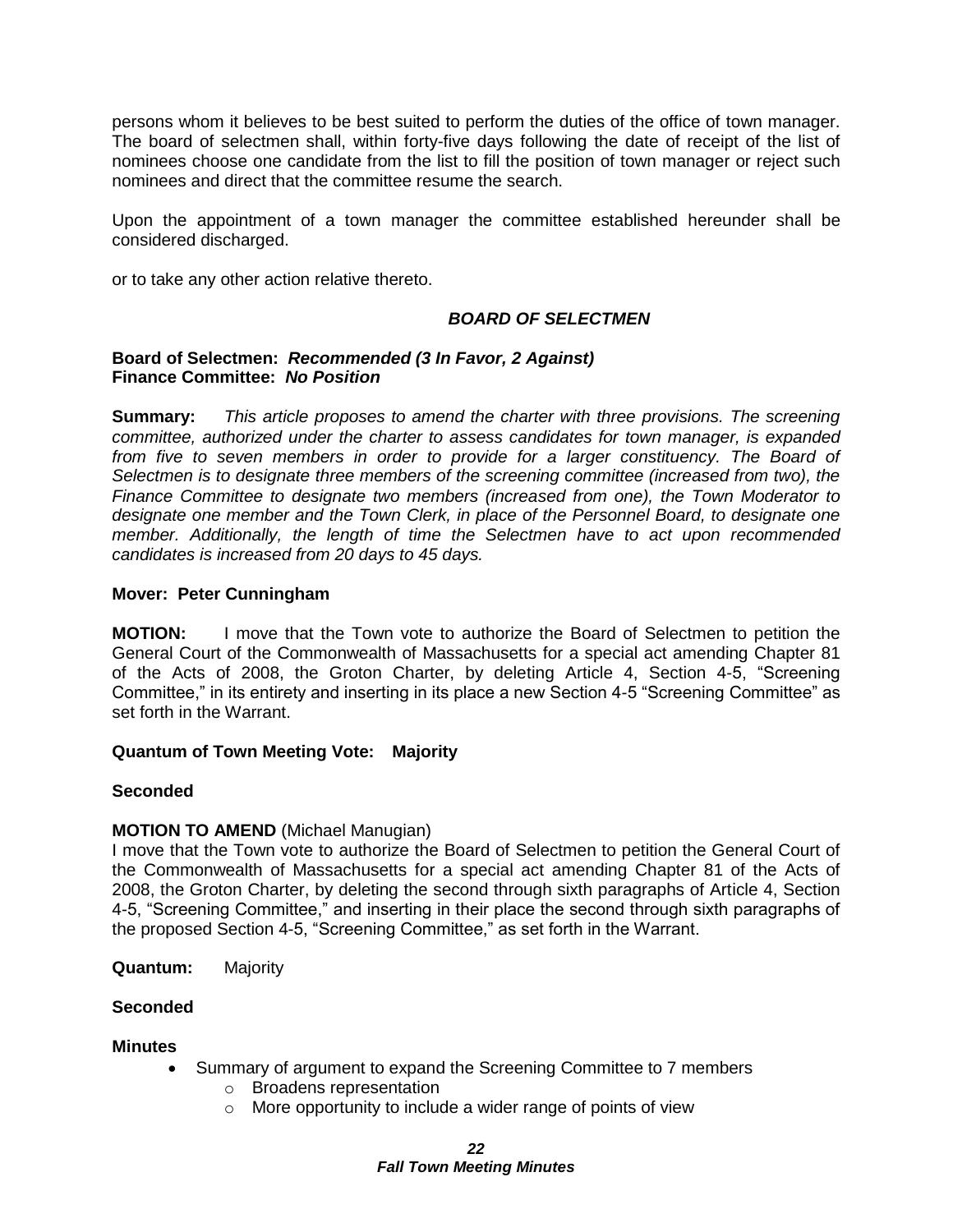persons whom it believes to be best suited to perform the duties of the office of town manager. The board of selectmen shall, within forty-five days following the date of receipt of the list of nominees choose one candidate from the list to fill the position of town manager or reject such nominees and direct that the committee resume the search.

Upon the appointment of a town manager the committee established hereunder shall be considered discharged.

or to take any other action relative thereto.

***BOARD OF SELECTMEN***

**Board of Selectmen:** ***Recommended (3 In Favor, 2 Against)***
**Finance Committee:** ***No Position***

**Summary:** *This article proposes to amend the charter with three provisions. The screening committee, authorized under the charter to assess candidates for town manager, is expanded from five to seven members in order to provide for a larger constituency. The Board of Selectmen is to designate three members of the screening committee (increased from two), the Finance Committee to designate two members (increased from one), the Town Moderator to designate one member and the Town Clerk, in place of the Personnel Board, to designate one member. Additionally, the length of time the Selectmen have to act upon recommended candidates is increased from 20 days to 45 days.*

**Mover: Peter Cunningham**

**MOTION:** I move that the Town vote to authorize the Board of Selectmen to petition the General Court of the Commonwealth of Massachusetts for a special act amending Chapter 81 of the Acts of 2008, the Groton Charter, by deleting Article 4, Section 4-5, "Screening Committee," in its entirety and inserting in its place a new Section 4-5 "Screening Committee" as set forth in the Warrant.

**Quantum of Town Meeting Vote: Majority**

**Seconded**

**MOTION TO AMEND** (Michael Manugian)
I move that the Town vote to authorize the Board of Selectmen to petition the General Court of the Commonwealth of Massachusetts for a special act amending Chapter 81 of the Acts of 2008, the Groton Charter, by deleting the second through sixth paragraphs of Article 4, Section 4-5, "Screening Committee," and inserting in their place the second through sixth paragraphs of the proposed Section 4-5, "Screening Committee," as set forth in the Warrant.

**Quantum:** Majority

**Seconded**

**Minutes**

- Summary of argument to expand the Screening Committee to 7 members
  - Broadens representation
  - More opportunity to include a wider range of points of view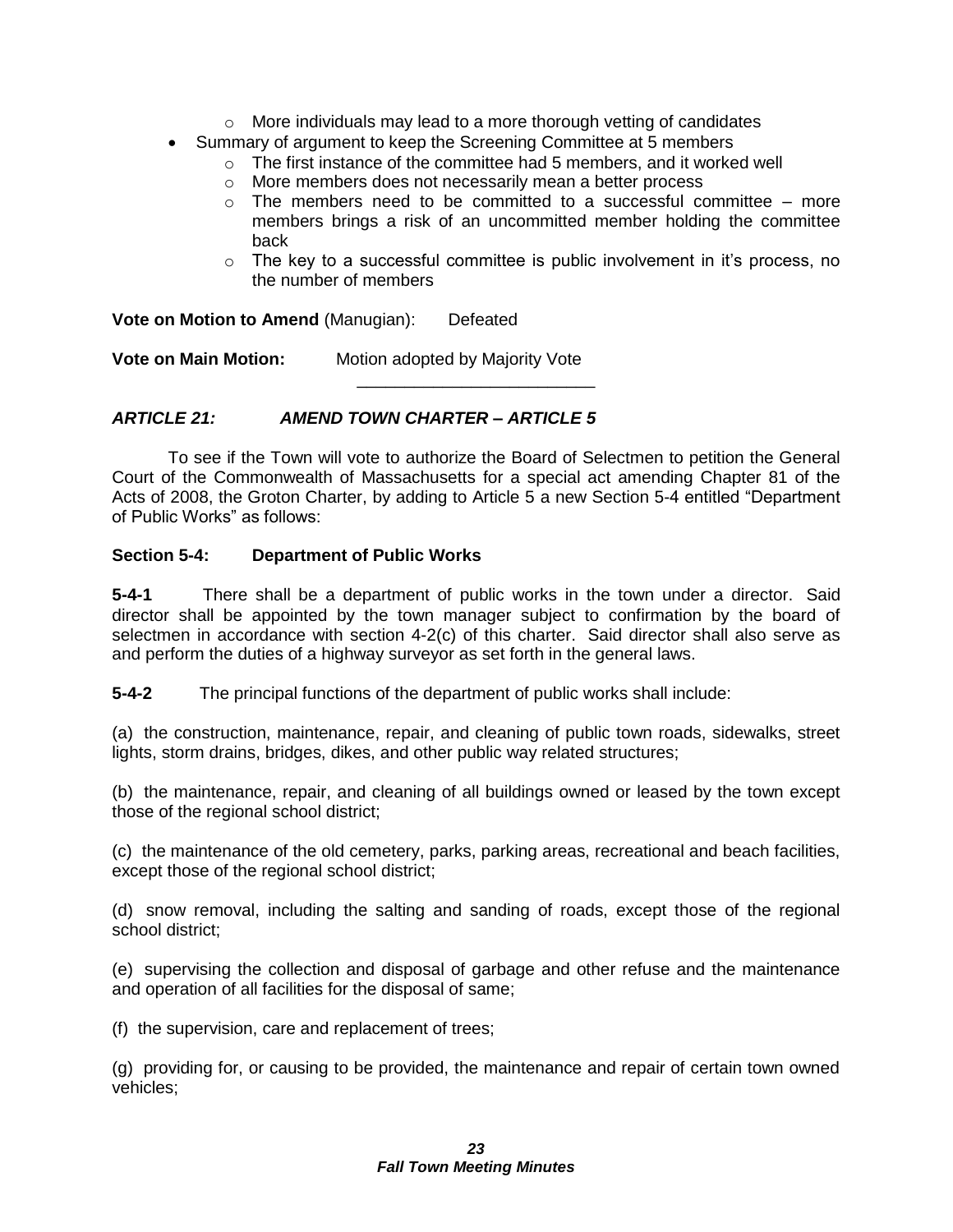- More individuals may lead to a more thorough vetting of candidates
- Summary of argument to keep the Screening Committee at 5 members
    - The first instance of the committee had 5 members, and it worked well
    - More members does not necessarily mean a better process
    - The members need to be committed to a successful committee – more members brings a risk of an uncommitted member holding the committee back
    - The key to a successful committee is public involvement in it's process, no the number of members

**Vote on Motion to Amend** (Manugian): Defeated

**Vote on Main Motion:** Motion adopted by Majority Vote

---

***ARTICLE 21: AMEND TOWN CHARTER – ARTICLE 5***

To see if the Town will vote to authorize the Board of Selectmen to petition the General Court of the Commonwealth of Massachusetts for a special act amending Chapter 81 of the Acts of 2008, the Groton Charter, by adding to Article 5 a new Section 5-4 entitled "Department of Public Works" as follows:

**Section 5-4: Department of Public Works**

**5-4-1** There shall be a department of public works in the town under a director. Said director shall be appointed by the town manager subject to confirmation by the board of selectmen in accordance with section 4-2(c) of this charter. Said director shall also serve as and perform the duties of a highway surveyor as set forth in the general laws.

**5-4-2** The principal functions of the department of public works shall include:

(a) the construction, maintenance, repair, and cleaning of public town roads, sidewalks, street lights, storm drains, bridges, dikes, and other public way related structures;

(b) the maintenance, repair, and cleaning of all buildings owned or leased by the town except those of the regional school district;

(c) the maintenance of the old cemetery, parks, parking areas, recreational and beach facilities, except those of the regional school district;

(d) snow removal, including the salting and sanding of roads, except those of the regional school district;

(e) supervising the collection and disposal of garbage and other refuse and the maintenance and operation of all facilities for the disposal of same;

(f) the supervision, care and replacement of trees;

(g) providing for, or causing to be provided, the maintenance and repair of certain town owned vehicles;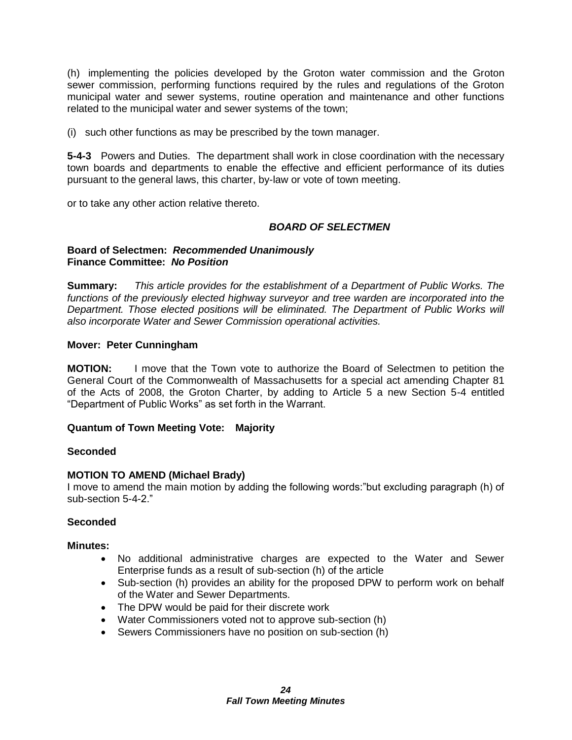(h) implementing the policies developed by the Groton water commission and the Groton sewer commission, performing functions required by the rules and regulations of the Groton municipal water and sewer systems, routine operation and maintenance and other functions related to the municipal water and sewer systems of the town;

(i) such other functions as may be prescribed by the town manager.

**5-4-3** Powers and Duties. The department shall work in close coordination with the necessary town boards and departments to enable the effective and efficient performance of its duties pursuant to the general laws, this charter, by-law or vote of town meeting.

or to take any other action relative thereto.

***BOARD OF SELECTMEN***

**Board of Selectmen:** ***Recommended Unanimously***
**Finance Committee:** ***No Position***

**Summary:** *This article provides for the establishment of a Department of Public Works. The functions of the previously elected highway surveyor and tree warden are incorporated into the Department. Those elected positions will be eliminated. The Department of Public Works will also incorporate Water and Sewer Commission operational activities.*

**Mover: Peter Cunningham**

**MOTION:** I move that the Town vote to authorize the Board of Selectmen to petition the General Court of the Commonwealth of Massachusetts for a special act amending Chapter 81 of the Acts of 2008, the Groton Charter, by adding to Article 5 a new Section 5-4 entitled "Department of Public Works" as set forth in the Warrant.

**Quantum of Town Meeting Vote: Majority**

**Seconded**

**MOTION TO AMEND (Michael Brady)**
I move to amend the main motion by adding the following words:"but excluding paragraph (h) of sub-section 5-4-2."

**Seconded**

**Minutes:**

- No additional administrative charges are expected to the Water and Sewer Enterprise funds as a result of sub-section (h) of the article
- Sub-section (h) provides an ability for the proposed DPW to perform work on behalf of the Water and Sewer Departments.
- The DPW would be paid for their discrete work
- Water Commissioners voted not to approve sub-section (h)
- Sewers Commissioners have no position on sub-section (h)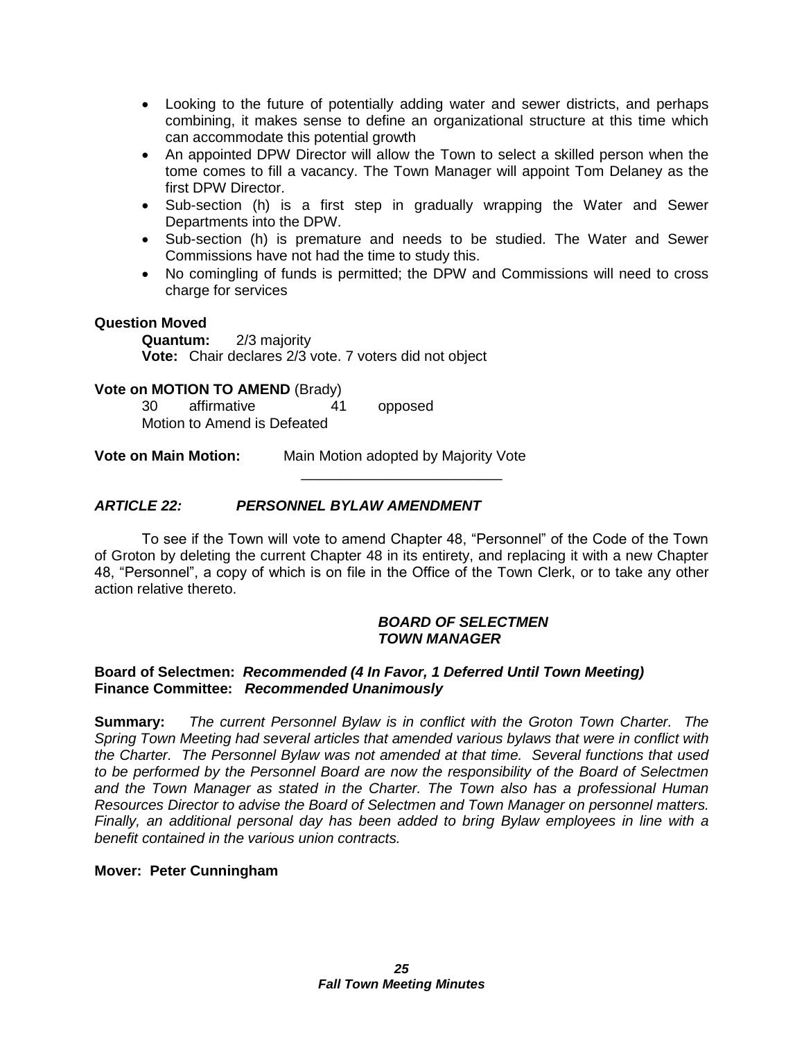- Looking to the future of potentially adding water and sewer districts, and perhaps combining, it makes sense to define an organizational structure at this time which can accommodate this potential growth
- An appointed DPW Director will allow the Town to select a skilled person when the tome comes to fill a vacancy. The Town Manager will appoint Tom Delaney as the first DPW Director.
- Sub-section (h) is a first step in gradually wrapping the Water and Sewer Departments into the DPW.
- Sub-section (h) is premature and needs to be studied. The Water and Sewer Commissions have not had the time to study this.
- No comingling of funds is permitted; the DPW and Commissions will need to cross charge for services

**Question Moved**

**Quantum:** 2/3 majority
**Vote:** Chair declares 2/3 vote. 7 voters did not object

**Vote on MOTION TO AMEND** (Brady)

30 affirmative 41 opposed
Motion to Amend is Defeated

**Vote on Main Motion:** Main Motion adopted by Majority Vote

---

***ARTICLE 22: PERSONNEL BYLAW AMENDMENT***

To see if the Town will vote to amend Chapter 48, "Personnel" of the Code of the Town of Groton by deleting the current Chapter 48 in its entirety, and replacing it with a new Chapter 48, "Personnel", a copy of which is on file in the Office of the Town Clerk, or to take any other action relative thereto.

***BOARD OF SELECTMEN***
***TOWN MANAGER***

**Board of Selectmen:** ***Recommended (4 In Favor, 1 Deferred Until Town Meeting)***
**Finance Committee:** ***Recommended Unanimously***

**Summary:** *The current Personnel Bylaw is in conflict with the Groton Town Charter. The Spring Town Meeting had several articles that amended various bylaws that were in conflict with the Charter. The Personnel Bylaw was not amended at that time. Several functions that used to be performed by the Personnel Board are now the responsibility of the Board of Selectmen and the Town Manager as stated in the Charter. The Town also has a professional Human Resources Director to advise the Board of Selectmen and Town Manager on personnel matters. Finally, an additional personal day has been added to bring Bylaw employees in line with a benefit contained in the various union contracts.*

**Mover: Peter Cunningham**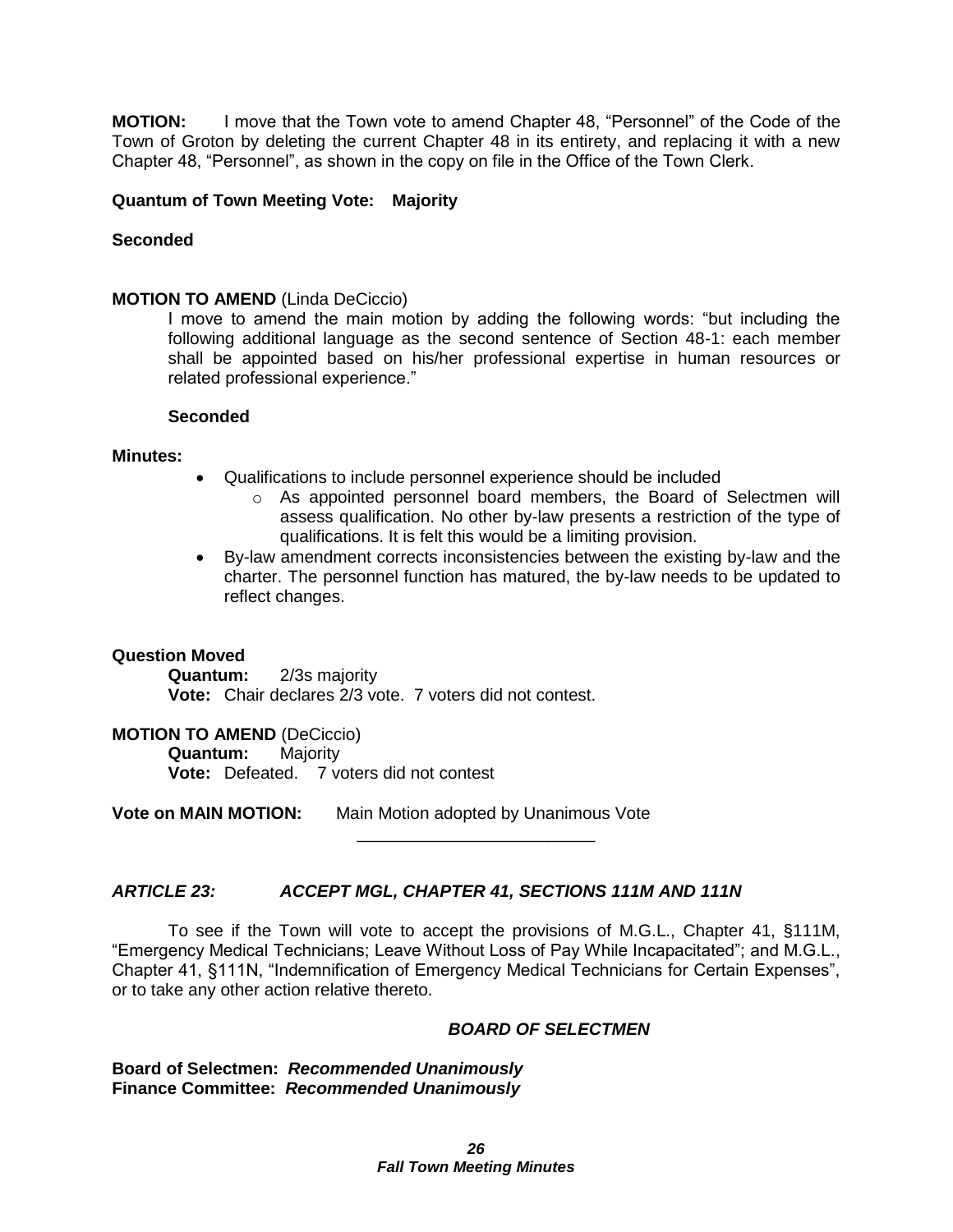**MOTION:** I move that the Town vote to amend Chapter 48, "Personnel" of the Code of the Town of Groton by deleting the current Chapter 48 in its entirety, and replacing it with a new Chapter 48, "Personnel", as shown in the copy on file in the Office of the Town Clerk.

**Quantum of Town Meeting Vote: Majority**

**Seconded**

**MOTION TO AMEND** (Linda DeCiccio)

I move to amend the main motion by adding the following words: "but including the following additional language as the second sentence of Section 48-1: each member shall be appointed based on his/her professional expertise in human resources or related professional experience."

**Seconded**

**Minutes:**

- Qualifications to include personnel experience should be included
  - As appointed personnel board members, the Board of Selectmen will assess qualification. No other by-law presents a restriction of the type of qualifications. It is felt this would be a limiting provision.
- By-law amendment corrects inconsistencies between the existing by-law and the charter. The personnel function has matured, the by-law needs to be updated to reflect changes.

**Question Moved**

**Quantum:** 2/3s majority
**Vote:** Chair declares 2/3 vote. 7 voters did not contest.

**MOTION TO AMEND** (DeCiccio)

**Quantum:** Majority
**Vote:** Defeated. 7 voters did not contest

**Vote on MAIN MOTION:** Main Motion adopted by Unanimous Vote

---

***ARTICLE 23: ACCEPT MGL, CHAPTER 41, SECTIONS 111M AND 111N***

To see if the Town will vote to accept the provisions of M.G.L., Chapter 41, §111M, "Emergency Medical Technicians; Leave Without Loss of Pay While Incapacitated"; and M.G.L., Chapter 41, §111N, "Indemnification of Emergency Medical Technicians for Certain Expenses", or to take any other action relative thereto.

***BOARD OF SELECTMEN***

**Board of Selectmen:** ***Recommended Unanimously***
**Finance Committee:** ***Recommended Unanimously***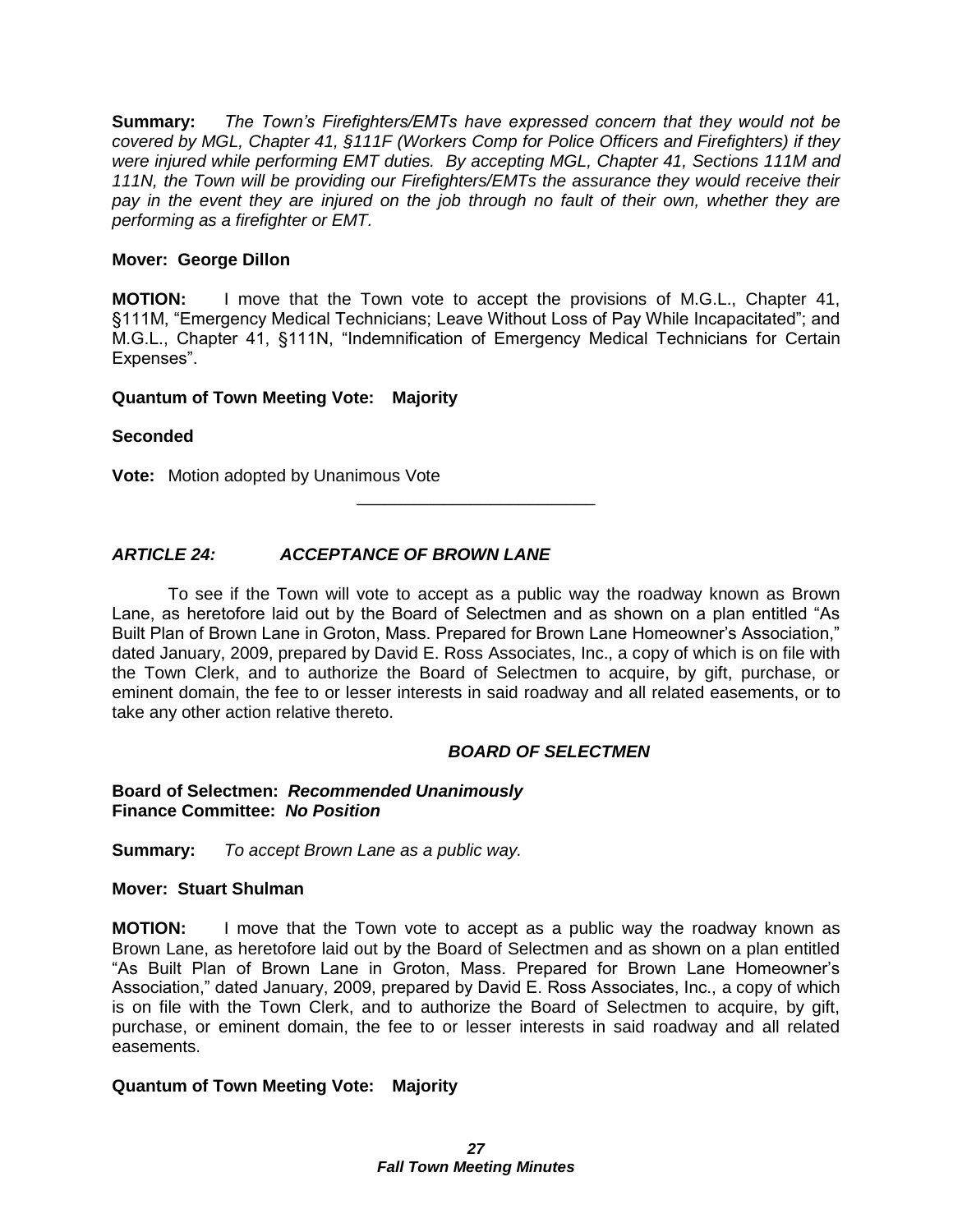**Summary:** *The Town's Firefighters/EMTs have expressed concern that they would not be covered by MGL, Chapter 41, §111F (Workers Comp for Police Officers and Firefighters) if they were injured while performing EMT duties. By accepting MGL, Chapter 41, Sections 111M and 111N, the Town will be providing our Firefighters/EMTs the assurance they would receive their pay in the event they are injured on the job through no fault of their own, whether they are performing as a firefighter or EMT.*

**Mover: George Dillon**

**MOTION:** I move that the Town vote to accept the provisions of M.G.L., Chapter 41, §111M, "Emergency Medical Technicians; Leave Without Loss of Pay While Incapacitated"; and M.G.L., Chapter 41, §111N, "Indemnification of Emergency Medical Technicians for Certain Expenses".

**Quantum of Town Meeting Vote: Majority**

**Seconded**

**Vote:** Motion adopted by Unanimous Vote

---

### *ARTICLE 24: ACCEPTANCE OF BROWN LANE*

To see if the Town will vote to accept as a public way the roadway known as Brown Lane, as heretofore laid out by the Board of Selectmen and as shown on a plan entitled "As Built Plan of Brown Lane in Groton, Mass. Prepared for Brown Lane Homeowner's Association," dated January, 2009, prepared by David E. Ross Associates, Inc., a copy of which is on file with the Town Clerk, and to authorize the Board of Selectmen to acquire, by gift, purchase, or eminent domain, the fee to or lesser interests in said roadway and all related easements, or to take any other action relative thereto.

***BOARD OF SELECTMEN***

**Board of Selectmen: *Recommended Unanimously***
**Finance Committee: *No Position***

**Summary:** *To accept Brown Lane as a public way.*

**Mover: Stuart Shulman**

**MOTION:** I move that the Town vote to accept as a public way the roadway known as Brown Lane, as heretofore laid out by the Board of Selectmen and as shown on a plan entitled "As Built Plan of Brown Lane in Groton, Mass. Prepared for Brown Lane Homeowner's Association," dated January, 2009, prepared by David E. Ross Associates, Inc., a copy of which is on file with the Town Clerk, and to authorize the Board of Selectmen to acquire, by gift, purchase, or eminent domain, the fee to or lesser interests in said roadway and all related easements.

**Quantum of Town Meeting Vote: Majority**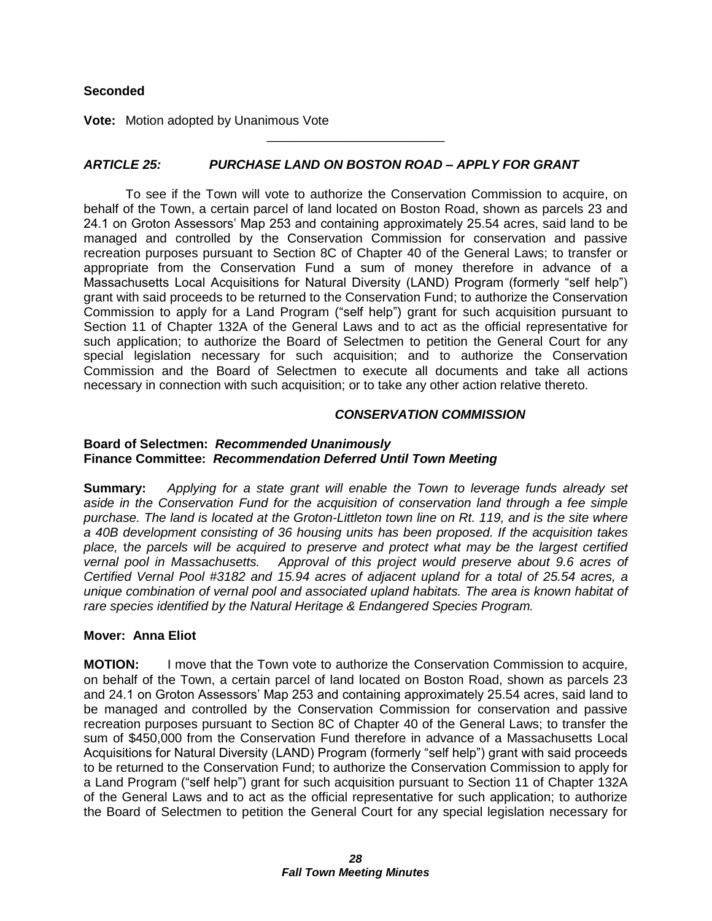**Seconded**

**Vote:** Motion adopted by Unanimous Vote

---

### *ARTICLE 25: PURCHASE LAND ON BOSTON ROAD – APPLY FOR GRANT*

To see if the Town will vote to authorize the Conservation Commission to acquire, on behalf of the Town, a certain parcel of land located on Boston Road, shown as parcels 23 and 24.1 on Groton Assessors' Map 253 and containing approximately 25.54 acres, said land to be managed and controlled by the Conservation Commission for conservation and passive recreation purposes pursuant to Section 8C of Chapter 40 of the General Laws; to transfer or appropriate from the Conservation Fund a sum of money therefore in advance of a Massachusetts Local Acquisitions for Natural Diversity (LAND) Program (formerly "self help") grant with said proceeds to be returned to the Conservation Fund; to authorize the Conservation Commission to apply for a Land Program ("self help") grant for such acquisition pursuant to Section 11 of Chapter 132A of the General Laws and to act as the official representative for such application; to authorize the Board of Selectmen to petition the General Court for any special legislation necessary for such acquisition; and to authorize the Conservation Commission and the Board of Selectmen to execute all documents and take all actions necessary in connection with such acquisition; or to take any other action relative thereto.

***CONSERVATION COMMISSION***

**Board of Selectmen:** ***Recommended Unanimously***
**Finance Committee:** ***Recommendation Deferred Until Town Meeting***

**Summary:** *Applying for a state grant will enable the Town to leverage funds already set aside in the Conservation Fund for the acquisition of conservation land through a fee simple purchase. The land is located at the Groton-Littleton town line on Rt. 119, and is the site where a 40B development consisting of 36 housing units has been proposed. If the acquisition takes place, the parcels will be acquired to preserve and protect what may be the largest certified vernal pool in Massachusetts. Approval of this project would preserve about 9.6 acres of Certified Vernal Pool #3182 and 15.94 acres of adjacent upland for a total of 25.54 acres, a unique combination of vernal pool and associated upland habitats. The area is known habitat of rare species identified by the Natural Heritage & Endangered Species Program.*

**Mover: Anna Eliot**

**MOTION:** I move that the Town vote to authorize the Conservation Commission to acquire, on behalf of the Town, a certain parcel of land located on Boston Road, shown as parcels 23 and 24.1 on Groton Assessors' Map 253 and containing approximately 25.54 acres, said land to be managed and controlled by the Conservation Commission for conservation and passive recreation purposes pursuant to Section 8C of Chapter 40 of the General Laws; to transfer the sum of $450,000 from the Conservation Fund therefore in advance of a Massachusetts Local Acquisitions for Natural Diversity (LAND) Program (formerly "self help") grant with said proceeds to be returned to the Conservation Fund; to authorize the Conservation Commission to apply for a Land Program ("self help") grant for such acquisition pursuant to Section 11 of Chapter 132A of the General Laws and to act as the official representative for such application; to authorize the Board of Selectmen to petition the General Court for any special legislation necessary for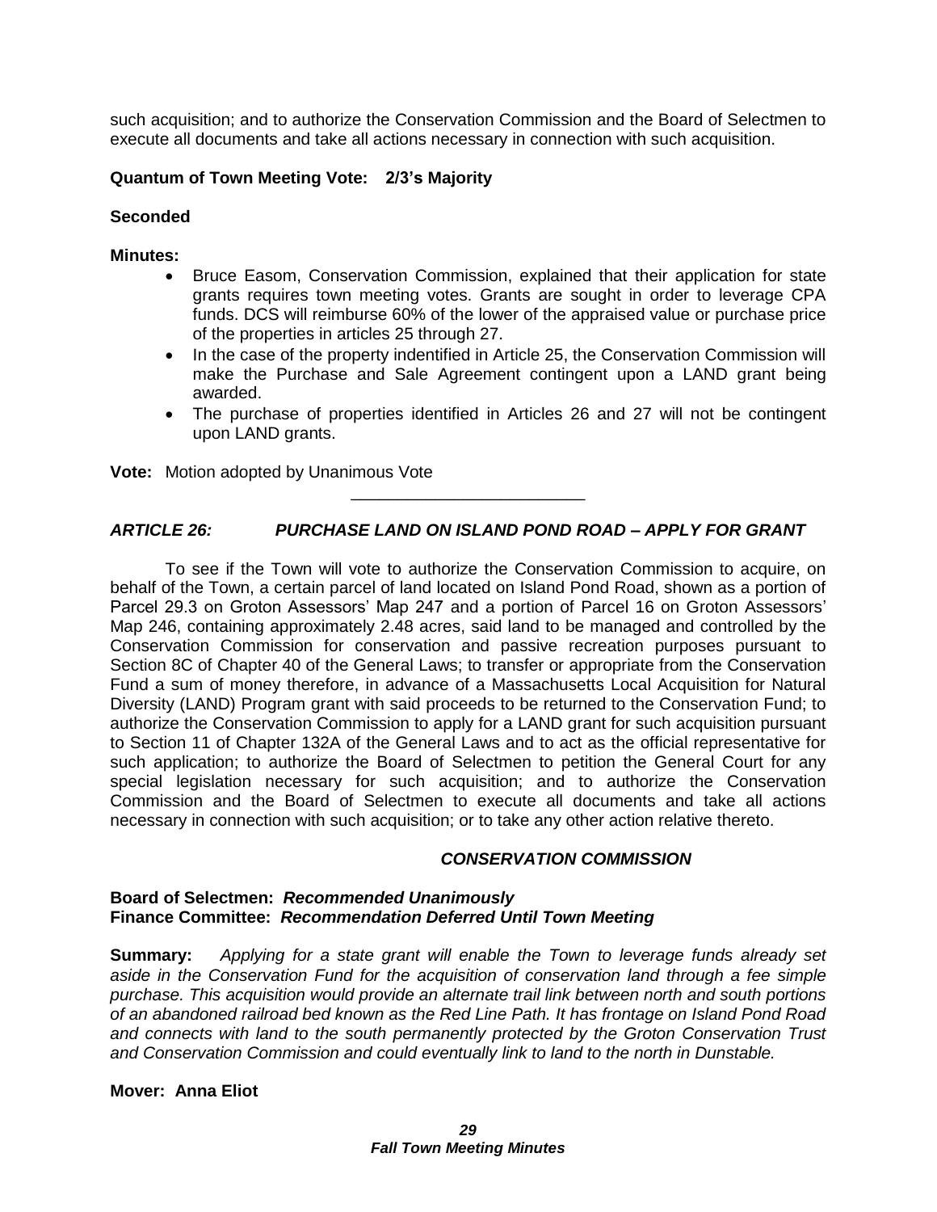such acquisition; and to authorize the Conservation Commission and the Board of Selectmen to execute all documents and take all actions necessary in connection with such acquisition.

**Quantum of Town Meeting Vote: 2/3's Majority**

**Seconded**

**Minutes:**

- Bruce Easom, Conservation Commission, explained that their application for state grants requires town meeting votes. Grants are sought in order to leverage CPA funds. DCS will reimburse 60% of the lower of the appraised value or purchase price of the properties in articles 25 through 27.
- In the case of the property indentified in Article 25, the Conservation Commission will make the Purchase and Sale Agreement contingent upon a LAND grant being awarded.
- The purchase of properties identified in Articles 26 and 27 will not be contingent upon LAND grants.

**Vote:** Motion adopted by Unanimous Vote

---

### *ARTICLE 26: PURCHASE LAND ON ISLAND POND ROAD – APPLY FOR GRANT*

To see if the Town will vote to authorize the Conservation Commission to acquire, on behalf of the Town, a certain parcel of land located on Island Pond Road, shown as a portion of Parcel 29.3 on Groton Assessors' Map 247 and a portion of Parcel 16 on Groton Assessors' Map 246, containing approximately 2.48 acres, said land to be managed and controlled by the Conservation Commission for conservation and passive recreation purposes pursuant to Section 8C of Chapter 40 of the General Laws; to transfer or appropriate from the Conservation Fund a sum of money therefore, in advance of a Massachusetts Local Acquisition for Natural Diversity (LAND) Program grant with said proceeds to be returned to the Conservation Fund; to authorize the Conservation Commission to apply for a LAND grant for such acquisition pursuant to Section 11 of Chapter 132A of the General Laws and to act as the official representative for such application; to authorize the Board of Selectmen to petition the General Court for any special legislation necessary for such acquisition; and to authorize the Conservation Commission and the Board of Selectmen to execute all documents and take all actions necessary in connection with such acquisition; or to take any other action relative thereto.

***CONSERVATION COMMISSION***

**Board of Selectmen:** ***Recommended Unanimously***
**Finance Committee:** ***Recommendation Deferred Until Town Meeting***

**Summary:** *Applying for a state grant will enable the Town to leverage funds already set aside in the Conservation Fund for the acquisition of conservation land through a fee simple purchase. This acquisition would provide an alternate trail link between north and south portions of an abandoned railroad bed known as the Red Line Path. It has frontage on Island Pond Road and connects with land to the south permanently protected by the Groton Conservation Trust and Conservation Commission and could eventually link to land to the north in Dunstable.*

**Mover: Anna Eliot**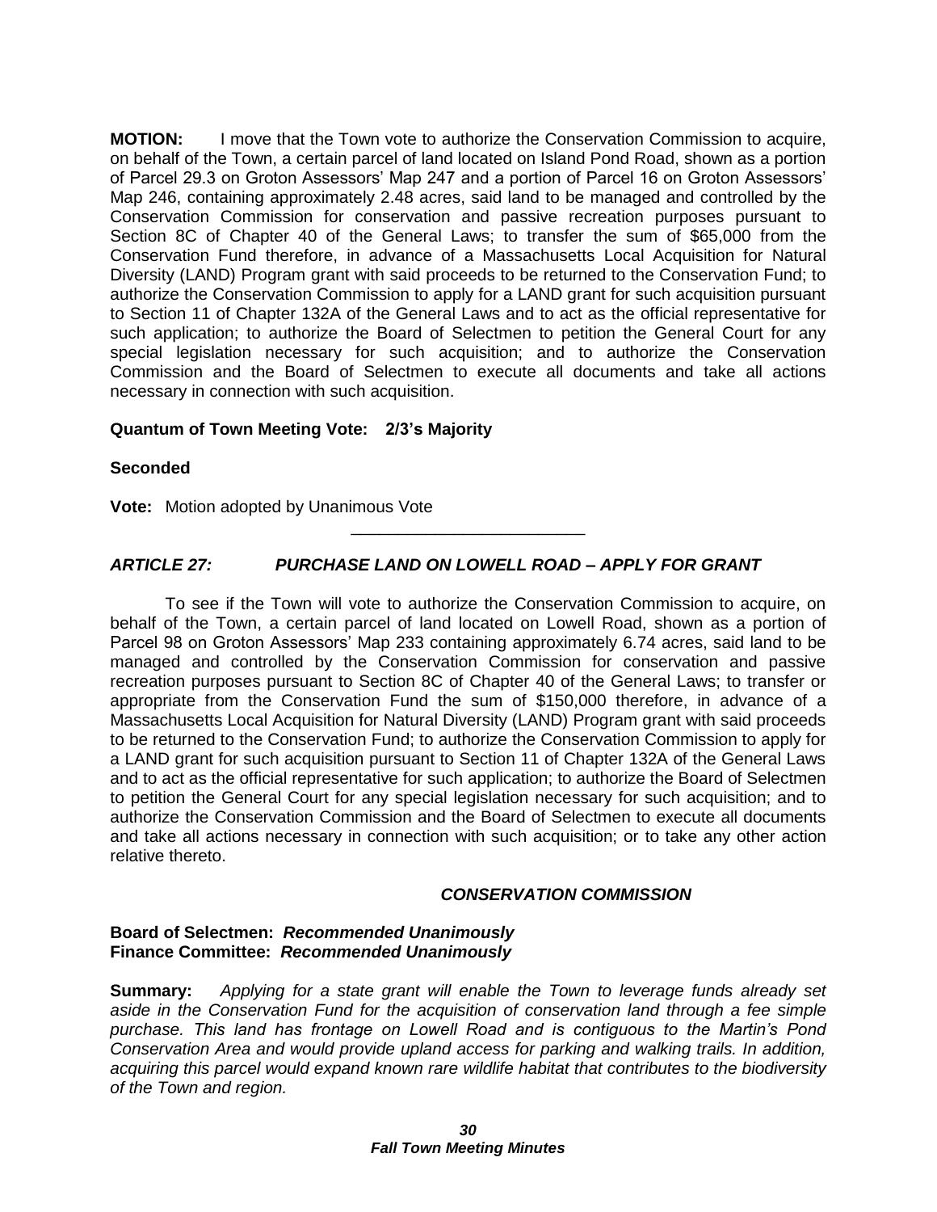**MOTION:** I move that the Town vote to authorize the Conservation Commission to acquire, on behalf of the Town, a certain parcel of land located on Island Pond Road, shown as a portion of Parcel 29.3 on Groton Assessors' Map 247 and a portion of Parcel 16 on Groton Assessors' Map 246, containing approximately 2.48 acres, said land to be managed and controlled by the Conservation Commission for conservation and passive recreation purposes pursuant to Section 8C of Chapter 40 of the General Laws; to transfer the sum of $65,000 from the Conservation Fund therefore, in advance of a Massachusetts Local Acquisition for Natural Diversity (LAND) Program grant with said proceeds to be returned to the Conservation Fund; to authorize the Conservation Commission to apply for a LAND grant for such acquisition pursuant to Section 11 of Chapter 132A of the General Laws and to act as the official representative for such application; to authorize the Board of Selectmen to petition the General Court for any special legislation necessary for such acquisition; and to authorize the Conservation Commission and the Board of Selectmen to execute all documents and take all actions necessary in connection with such acquisition.

**Quantum of Town Meeting Vote: 2/3's Majority**

**Seconded**

**Vote:** Motion adopted by Unanimous Vote

---

## *ARTICLE 27: PURCHASE LAND ON LOWELL ROAD – APPLY FOR GRANT*

To see if the Town will vote to authorize the Conservation Commission to acquire, on behalf of the Town, a certain parcel of land located on Lowell Road, shown as a portion of Parcel 98 on Groton Assessors' Map 233 containing approximately 6.74 acres, said land to be managed and controlled by the Conservation Commission for conservation and passive recreation purposes pursuant to Section 8C of Chapter 40 of the General Laws; to transfer or appropriate from the Conservation Fund the sum of $150,000 therefore, in advance of a Massachusetts Local Acquisition for Natural Diversity (LAND) Program grant with said proceeds to be returned to the Conservation Fund; to authorize the Conservation Commission to apply for a LAND grant for such acquisition pursuant to Section 11 of Chapter 132A of the General Laws and to act as the official representative for such application; to authorize the Board of Selectmen to petition the General Court for any special legislation necessary for such acquisition; and to authorize the Conservation Commission and the Board of Selectmen to execute all documents and take all actions necessary in connection with such acquisition; or to take any other action relative thereto.

***CONSERVATION COMMISSION***

**Board of Selectmen:** ***Recommended Unanimously***
**Finance Committee:** ***Recommended Unanimously***

**Summary:** *Applying for a state grant will enable the Town to leverage funds already set aside in the Conservation Fund for the acquisition of conservation land through a fee simple purchase. This land has frontage on Lowell Road and is contiguous to the Martin's Pond Conservation Area and would provide upland access for parking and walking trails. In addition, acquiring this parcel would expand known rare wildlife habitat that contributes to the biodiversity of the Town and region.*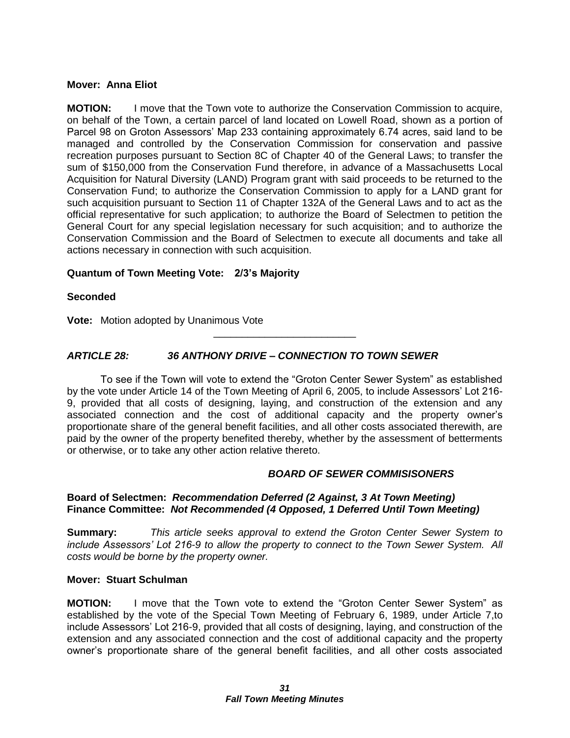**Mover: Anna Eliot**

**MOTION:** I move that the Town vote to authorize the Conservation Commission to acquire, on behalf of the Town, a certain parcel of land located on Lowell Road, shown as a portion of Parcel 98 on Groton Assessors' Map 233 containing approximately 6.74 acres, said land to be managed and controlled by the Conservation Commission for conservation and passive recreation purposes pursuant to Section 8C of Chapter 40 of the General Laws; to transfer the sum of $150,000 from the Conservation Fund therefore, in advance of a Massachusetts Local Acquisition for Natural Diversity (LAND) Program grant with said proceeds to be returned to the Conservation Fund; to authorize the Conservation Commission to apply for a LAND grant for such acquisition pursuant to Section 11 of Chapter 132A of the General Laws and to act as the official representative for such application; to authorize the Board of Selectmen to petition the General Court for any special legislation necessary for such acquisition; and to authorize the Conservation Commission and the Board of Selectmen to execute all documents and take all actions necessary in connection with such acquisition.

**Quantum of Town Meeting Vote: 2/3's Majority**

**Seconded**

**Vote:** Motion adopted by Unanimous Vote

---

***ARTICLE 28: 36 ANTHONY DRIVE – CONNECTION TO TOWN SEWER***

To see if the Town will vote to extend the "Groton Center Sewer System" as established by the vote under Article 14 of the Town Meeting of April 6, 2005, to include Assessors' Lot 216-9, provided that all costs of designing, laying, and construction of the extension and any associated connection and the cost of additional capacity and the property owner's proportionate share of the general benefit facilities, and all other costs associated therewith, are paid by the owner of the property benefited thereby, whether by the assessment of betterments or otherwise, or to take any other action relative thereto.

***BOARD OF SEWER COMMISISONERS***

**Board of Selectmen:** ***Recommendation Deferred (2 Against, 3 At Town Meeting)***
**Finance Committee:** ***Not Recommended (4 Opposed, 1 Deferred Until Town Meeting)***

**Summary:** *This article seeks approval to extend the Groton Center Sewer System to include Assessors' Lot 216-9 to allow the property to connect to the Town Sewer System. All costs would be borne by the property owner.*

**Mover: Stuart Schulman**

**MOTION:** I move that the Town vote to extend the "Groton Center Sewer System" as established by the vote of the Special Town Meeting of February 6, 1989, under Article 7,to include Assessors' Lot 216-9, provided that all costs of designing, laying, and construction of the extension and any associated connection and the cost of additional capacity and the property owner's proportionate share of the general benefit facilities, and all other costs associated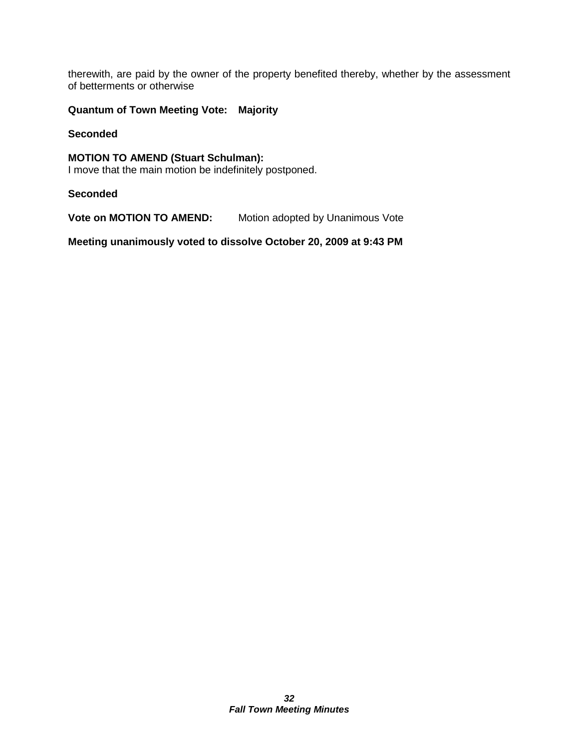therewith, are paid by the owner of the property benefited thereby, whether by the assessment of betterments or otherwise

**Quantum of Town Meeting Vote: Majority**

**Seconded**

**MOTION TO AMEND (Stuart Schulman):**
I move that the main motion be indefinitely postponed.

**Seconded**

**Vote on MOTION TO AMEND:** Motion adopted by Unanimous Vote

**Meeting unanimously voted to dissolve October 20, 2009 at 9:43 PM**